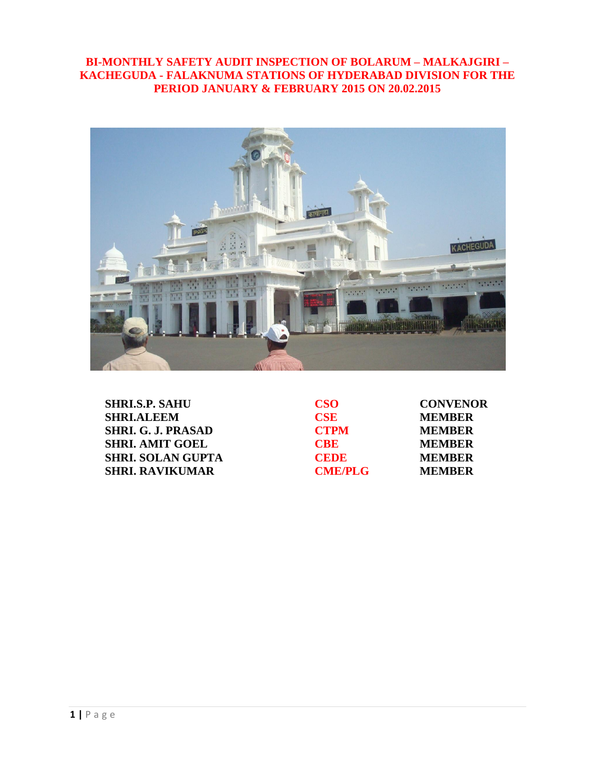# BI-MONTHLY SAFETY AUDIT INSPECTION OF BOLARUM – MALKAJGIRI – KACHEGUDA - FALAKNUMA STATIONS OF HYDERABAD DIVISION FOR THE PERIOD JANUARY & FEBRUARY 2015 ON 20.02.2015

| | | |
|---|---|---|
| **SHRI.S.P. SAHU** | **CSO** | **CONVENOR** |
| **SHRI.ALEEM** | **CSE** | **MEMBER** |
| **SHRI. G. J. PRASAD** | **CTPM** | **MEMBER** |
| **SHRI. AMIT GOEL** | **CBE** | **MEMBER** |
| **SHRI. SOLAN GUPTA** | **CEDE** | **MEMBER** |
| **SHRI. RAVIKUMAR** | **CME/PLG** | **MEMBER** |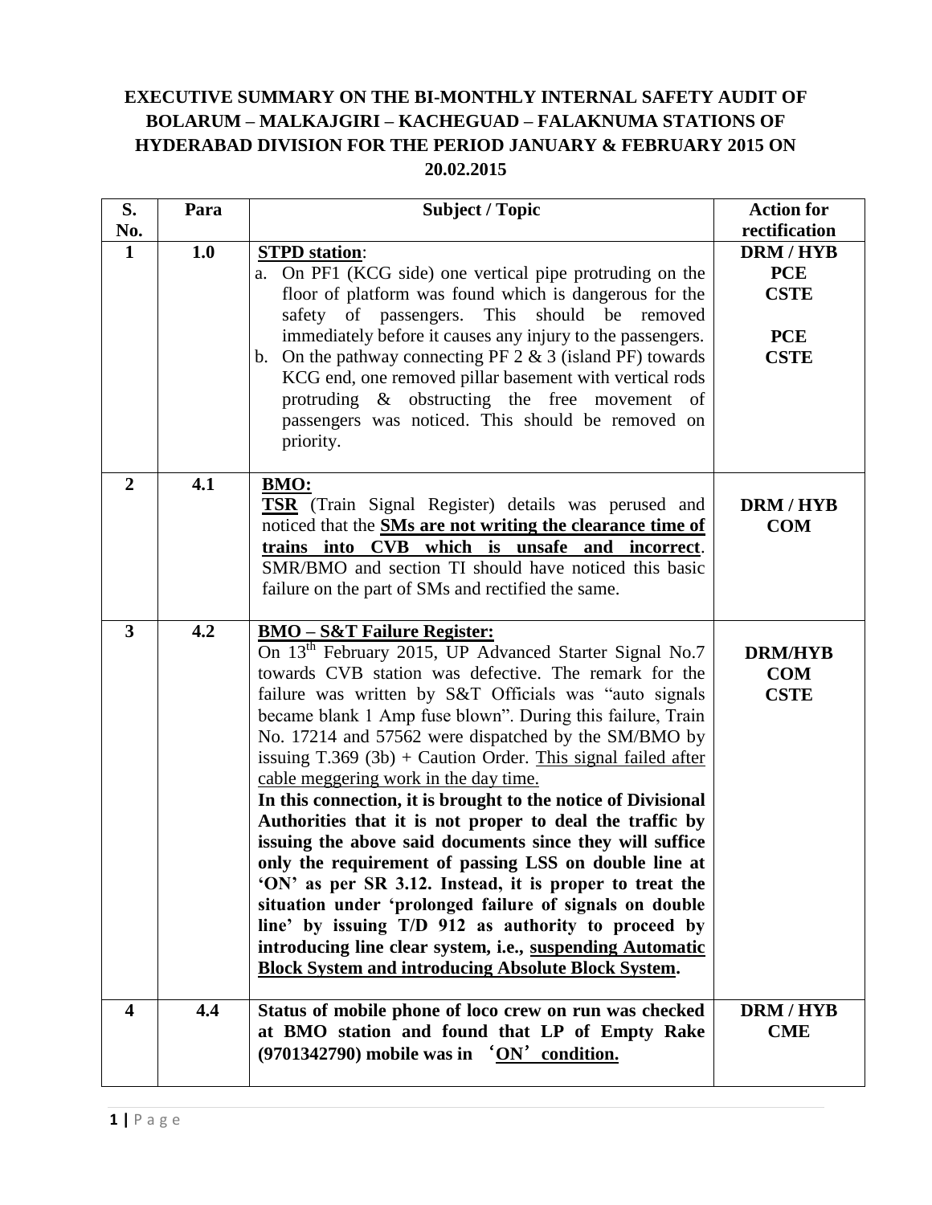**EXECUTIVE SUMMARY ON THE BI-MONTHLY INTERNAL SAFETY AUDIT OF BOLARUM – MALKAJGIRI – KACHEGUAD – FALAKNUMA STATIONS OF HYDERABAD DIVISION FOR THE PERIOD JANUARY & FEBRUARY 2015 ON 20.02.2015**

| S. No. | Para | Subject / Topic | Action for rectification |
|---|---|---|---|
| 1 | 1.0 | **STPD station**:<br>a. On PF1 (KCG side) one vertical pipe protruding on the floor of platform was found which is dangerous for the safety of passengers. This should be removed immediately before it causes any injury to the passengers.<br>b. On the pathway connecting PF 2 & 3 (island PF) towards KCG end, one removed pillar basement with vertical rods protruding & obstructing the free movement of passengers was noticed. This should be removed on priority. | **DRM / HYB**<br>**PCE**<br>**CSTE**<br><br>**PCE**<br>**CSTE** |
| 2 | 4.1 | **BMO:**<br>**TSR** (Train Signal Register) details was perused and noticed that the **SMs are not writing the clearance time of trains into CVB which is unsafe and incorrect**. SMR/BMO and section TI should have noticed this basic failure on the part of SMs and rectified the same. | **DRM / HYB**<br>**COM** |
| 3 | 4.2 | **BMO – S&T Failure Register:**<br>On 13th February 2015, UP Advanced Starter Signal No.7 towards CVB station was defective. The remark for the failure was written by S&T Officials was "auto signals became blank 1 Amp fuse blown". During this failure, Train No. 17214 and 57562 were dispatched by the SM/BMO by issuing T.369 (3b) + Caution Order. This signal failed after cable meggering work in the day time.<br>**In this connection, it is brought to the notice of Divisional Authorities that it is not proper to deal the traffic by issuing the above said documents since they will suffice only the requirement of passing LSS on double line at 'ON' as per SR 3.12. Instead, it is proper to treat the situation under 'prolonged failure of signals on double line' by issuing T/D 912 as authority to proceed by introducing line clear system, i.e., suspending Automatic Block System and introducing Absolute Block System.** | **DRM/HYB**<br>**COM**<br>**CSTE** |
| 4 | 4.4 | **Status of mobile phone of loco crew on run was checked at BMO station and found that LP of Empty Rake (9701342790) mobile was in 'ON' condition.** | **DRM / HYB**<br>**CME** |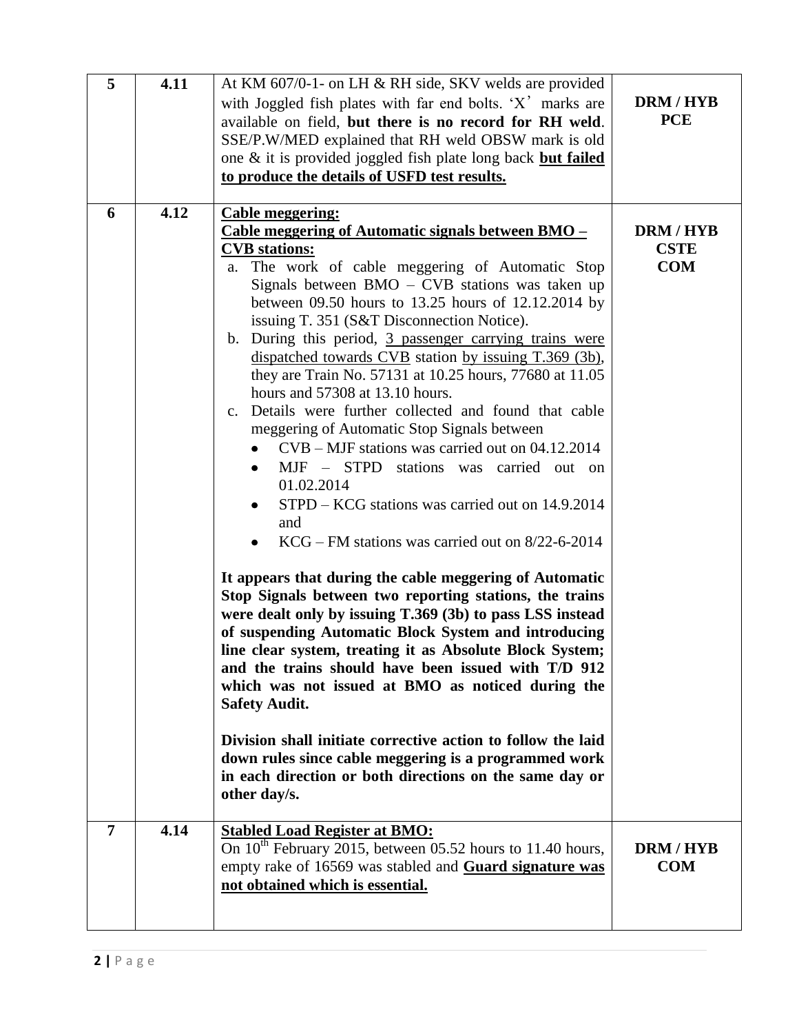| 5 | 4.11 | At KM 607/0-1- on LH & RH side, SKV welds are provided with Joggled fish plates with far end bolts. 'X' marks are available on field, **but there is no record for RH weld**. SSE/P.W/MED explained that RH weld OBSW mark is old one & it is provided joggled fish plate long back **<u>but failed to produce the details of USFD test results.</u>** | **DRM / HYB**<br>**PCE** |
|---|---|---|---|
| 6 | 4.12 | **<u>Cable meggering:</u>**<br>**<u>Cable meggering of Automatic signals between BMO – CVB stations:</u>**<br>a. The work of cable meggering of Automatic Stop Signals between BMO – CVB stations was taken up between 09.50 hours to 13.25 hours of 12.12.2014 by issuing T. 351 (S&T Disconnection Notice).<br>b. During this period, <u>3 passenger carrying trains were dispatched towards CVB</u> station <u>by issuing T.369 (3b)</u>, they are Train No. 57131 at 10.25 hours, 77680 at 11.05 hours and 57308 at 13.10 hours.<br>c. Details were further collected and found that cable meggering of Automatic Stop Signals between<br>• CVB – MJF stations was carried out on 04.12.2014<br>• MJF – STPD stations was carried out on 01.02.2014<br>• STPD – KCG stations was carried out on 14.9.2014 and<br>• KCG – FM stations was carried out on 8/22-6-2014<br><br>**It appears that during the cable meggering of Automatic Stop Signals between two reporting stations, the trains were dealt only by issuing T.369 (3b) to pass LSS instead of suspending Automatic Block System and introducing line clear system, treating it as Absolute Block System; and the trains should have been issued with T/D 912 which was not issued at BMO as noticed during the Safety Audit.**<br><br>**Division shall initiate corrective action to follow the laid down rules since cable meggering is a programmed work in each direction or both directions on the same day or other day/s.** | **DRM / HYB**<br>**CSTE**<br>**COM** |
| 7 | 4.14 | **<u>Stabled Load Register at BMO:</u>**<br>On 10th February 2015, between 05.52 hours to 11.40 hours, empty rake of 16569 was stabled and **<u>Guard signature was not obtained which is essential.</u>** | **DRM / HYB**<br>**COM** |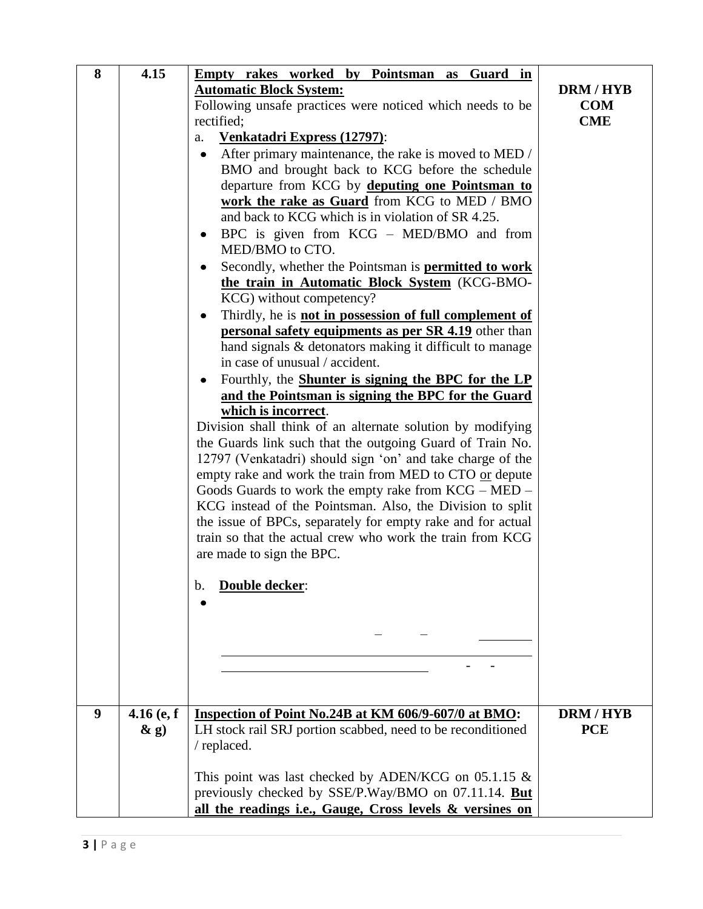| 8 | 4.15 | **Empty rakes worked by Pointsman as Guard in Automatic Block System:**<br>Following unsafe practices were noticed which needs to be rectified;<br>a. **Venkatadri Express (12797)**:<br>• After primary maintenance, the rake is moved to MED / BMO and brought back to KCG before the schedule departure from KCG by **deputing one Pointsman to work the rake as Guard** from KCG to MED / BMO and back to KCG which is in violation of SR 4.25.<br>• BPC is given from KCG – MED/BMO and from MED/BMO to CTO.<br>• Secondly, whether the Pointsman is **permitted to work the train in Automatic Block System** (KCG-BMO-KCG) without competency?<br>• Thirdly, he is **not in possession of full complement of personal safety equipments as per SR 4.19** other than hand signals & detonators making it difficult to manage in case of unusual / accident.<br>• Fourthly, the **Shunter is signing the BPC for the LP and the Pointsman is signing the BPC for the Guard which is incorrect**.<br>Division shall think of an alternate solution by modifying the Guards link such that the outgoing Guard of Train No. 12797 (Venkatadri) should sign 'on' and take charge of the empty rake and work the train from MED to CTO <u>or</u> depute Goods Guards to work the empty rake from KCG – MED – KCG instead of the Pointsman. Also, the Division to split the issue of BPCs, separately for empty rake and for actual train so that the actual crew who work the train from KCG are made to sign the BPC.<br><br>b. **Double decker**:<br>• | **DRM / HYB**<br>**COM**<br>**CME** |
|---|---|---|---|
| 9 | 4.16 (e, f & g) | **Inspection of Point No.24B at KM 606/9-607/0 at BMO:**<br>LH stock rail SRJ portion scabbed, need to be reconditioned / replaced.<br><br>This point was last checked by ADEN/KCG on 05.1.15 & previously checked by SSE/P.Way/BMO on 07.11.14. **But all the readings i.e., Gauge, Cross levels & versines on** | **DRM / HYB**<br>**PCE** |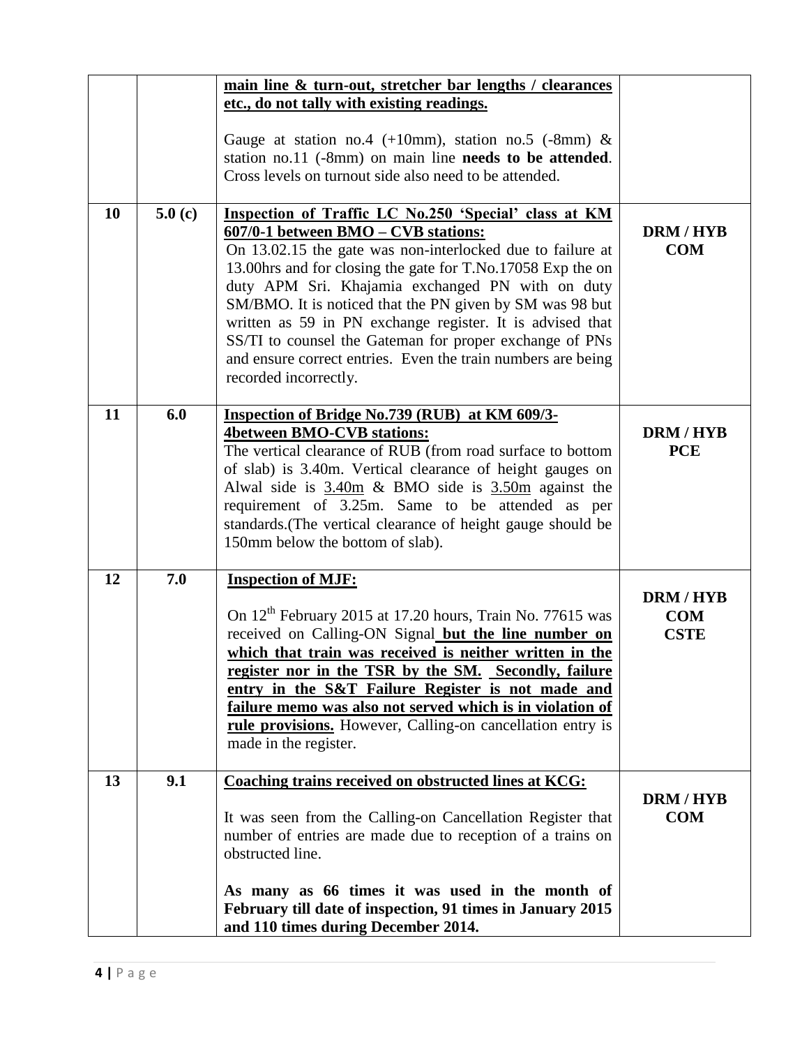| | | | |
|---|---|---|---|
| | | **main line & turn-out, stretcher bar lengths / clearances etc., do not tally with existing readings.**<br><br>Gauge at station no.4 (+10mm), station no.5 (-8mm) & station no.11 (-8mm) on main line **needs to be attended**. Cross levels on turnout side also need to be attended. | |
| **10** | **5.0 (c)** | **Inspection of Traffic LC No.250 'Special' class at KM 607/0-1 between BMO – CVB stations:**<br>On 13.02.15 the gate was non-interlocked due to failure at 13.00hrs and for closing the gate for T.No.17058 Exp the on duty APM Sri. Khajamia exchanged PN with on duty SM/BMO. It is noticed that the PN given by SM was 98 but written as 59 in PN exchange register. It is advised that SS/TI to counsel the Gateman for proper exchange of PNs and ensure correct entries. Even the train numbers are being recorded incorrectly. | **DRM / HYB**<br>**COM** |
| **11** | **6.0** | **Inspection of Bridge No.739 (RUB) at KM 609/3-4between BMO-CVB stations:**<br>The vertical clearance of RUB (from road surface to bottom of slab) is 3.40m. Vertical clearance of height gauges on Alwal side is 3.40m & BMO side is 3.50m against the requirement of 3.25m. Same to be attended as per standards.(The vertical clearance of height gauge should be 150mm below the bottom of slab). | **DRM / HYB**<br>**PCE** |
| **12** | **7.0** | **Inspection of MJF:**<br><br>On 12th February 2015 at 17.20 hours, Train No. 77615 was received on Calling-ON Signal **but the line number on which that train was received is neither written in the register nor in the TSR by the SM. Secondly, failure entry in the S&T Failure Register is not made and failure memo was also not served which is in violation of rule provisions.** However, Calling-on cancellation entry is made in the register. | **DRM / HYB**<br>**COM**<br>**CSTE** |
| **13** | **9.1** | **Coaching trains received on obstructed lines at KCG:**<br><br>It was seen from the Calling-on Cancellation Register that number of entries are made due to reception of a trains on obstructed line.<br><br>**As many as 66 times it was used in the month of February till date of inspection, 91 times in January 2015 and 110 times during December 2014.** | **DRM / HYB**<br>**COM** |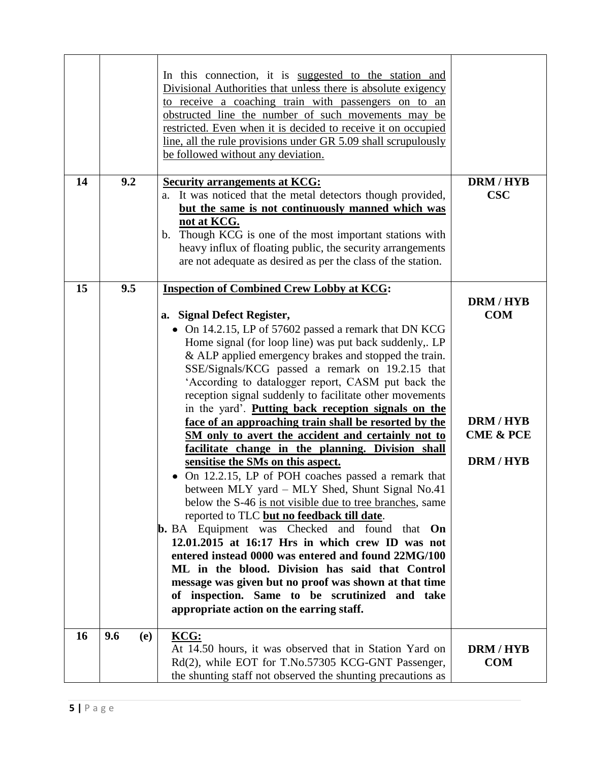| | | | |
|---|---|---|---|
| | | In this connection, it is suggested to the station and Divisional Authorities that unless there is absolute exigency to receive a coaching train with passengers on to an obstructed line the number of such movements may be restricted. Even when it is decided to receive it on occupied line, all the rule provisions under GR 5.09 shall scrupulously be followed without any deviation. | |
| **14** | **9.2** | **Security arrangements at KCG:**<br>a. It was noticed that the metal detectors though provided, **but the same is not continuously manned which was not at KCG.**<br>b. Though KCG is one of the most important stations with heavy influx of floating public, the security arrangements are not adequate as desired as per the class of the station. | **DRM / HYB**<br>**CSC** |
| **15** | **9.5** | **Inspection of Combined Crew Lobby at KCG:**<br>**a. Signal Defect Register,**<br>• On 14.2.15, LP of 57602 passed a remark that DN KCG Home signal (for loop line) was put back suddenly,. LP & ALP applied emergency brakes and stopped the train. SSE/Signals/KCG passed a remark on 19.2.15 that 'According to datalogger report, CASM put back the reception signal suddenly to facilitate other movements in the yard'. **Putting back reception signals on the face of an approaching train shall be resorted by the SM only to avert the accident and certainly not to facilitate change in the planning. Division shall sensitise the SMs on this aspect.**<br>• On 12.2.15, LP of POH coaches passed a remark that between MLY yard – MLY Shed, Shunt Signal No.41 below the S-46 is not visible due to tree branches, same reported to TLC **but no feedback till date**.<br>**b.** BA Equipment was Checked and found that **On 12.01.2015 at 16:17 Hrs in which crew ID was not entered instead 0000 was entered and found 22MG/100 ML in the blood. Division has said that Control message was given but no proof was shown at that time of inspection. Same to be scrutinized and take appropriate action on the earring staff.** | **DRM / HYB**<br>**COM**<br><br>**DRM / HYB**<br>**CME & PCE**<br><br>**DRM / HYB** |
| **16** | **9.6 (e)** | **KCG:**<br>At 14.50 hours, it was observed that in Station Yard on Rd(2), while EOT for T.No.57305 KCG-GNT Passenger, the shunting staff not observed the shunting precautions as | **DRM / HYB**<br>**COM** |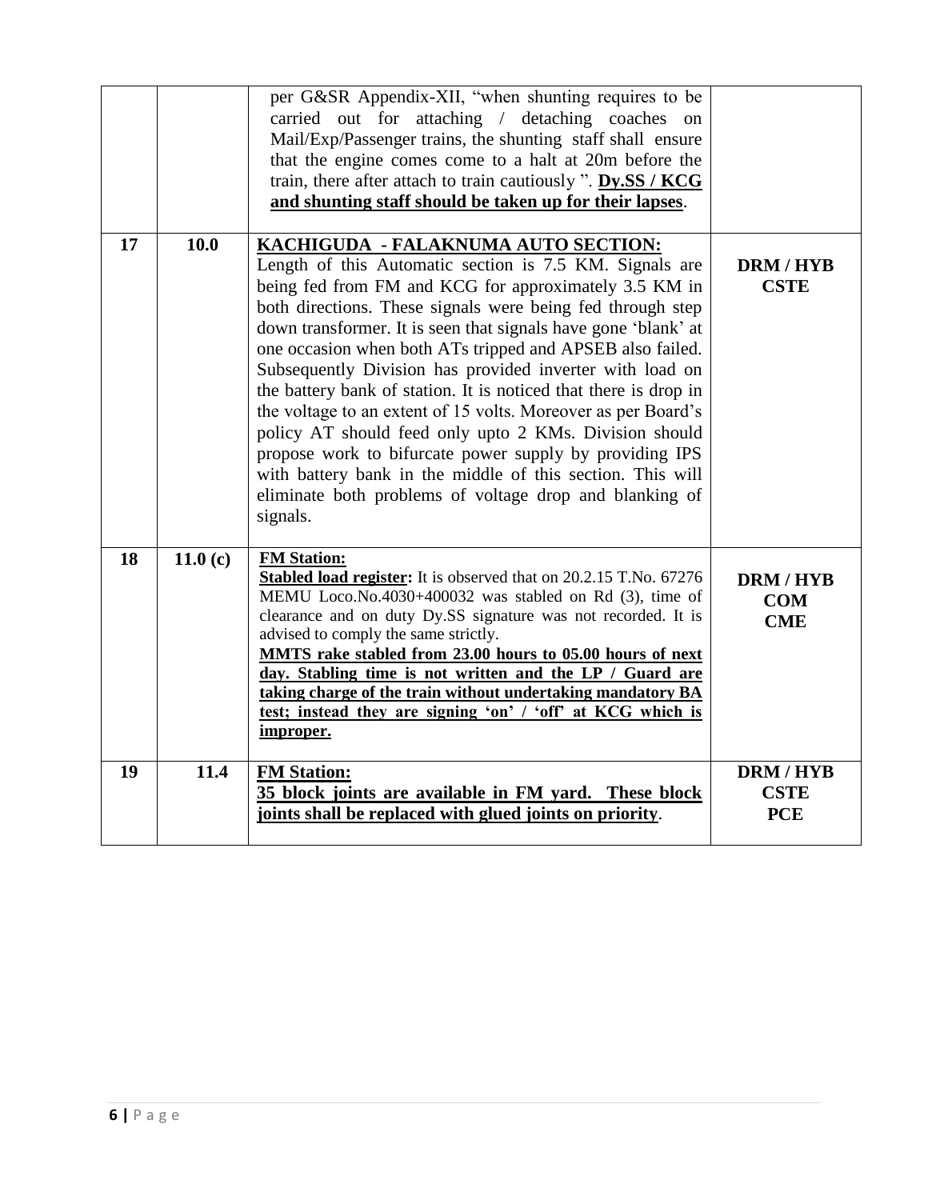| | | | |
|---|---|---|---|
| | | per G&SR Appendix-XII, "when shunting requires to be carried out for attaching / detaching coaches on Mail/Exp/Passenger trains, the shunting staff shall ensure that the engine comes come to a halt at 20m before the train, there after attach to train cautiously ". **Dy.SS / KCG and shunting staff should be taken up for their lapses**. | |
| **17** | **10.0** | **KACHIGUDA - FALAKNUMA AUTO SECTION:** Length of this Automatic section is 7.5 KM. Signals are being fed from FM and KCG for approximately 3.5 KM in both directions. These signals were being fed through step down transformer. It is seen that signals have gone 'blank' at one occasion when both ATs tripped and APSEB also failed. Subsequently Division has provided inverter with load on the battery bank of station. It is noticed that there is drop in the voltage to an extent of 15 volts. Moreover as per Board's policy AT should feed only upto 2 KMs. Division should propose work to bifurcate power supply by providing IPS with battery bank in the middle of this section. This will eliminate both problems of voltage drop and blanking of signals. | **DRM / HYB CSTE** |
| **18** | **11.0 (c)** | **FM Station:** **Stabled load register:** It is observed that on 20.2.15 T.No. 67276 MEMU Loco.No.4030+400032 was stabled on Rd (3), time of clearance and on duty Dy.SS signature was not recorded. It is advised to comply the same strictly. **MMTS rake stabled from 23.00 hours to 05.00 hours of next day. Stabling time is not written and the LP / Guard are taking charge of the train without undertaking mandatory BA test; instead they are signing 'on' / 'off' at KCG which is improper.** | **DRM / HYB COM CME** |
| **19** | **11.4** | **FM Station:** **35 block joints are available in FM yard. These block joints shall be replaced with glued joints on priority**. | **DRM / HYB CSTE PCE** |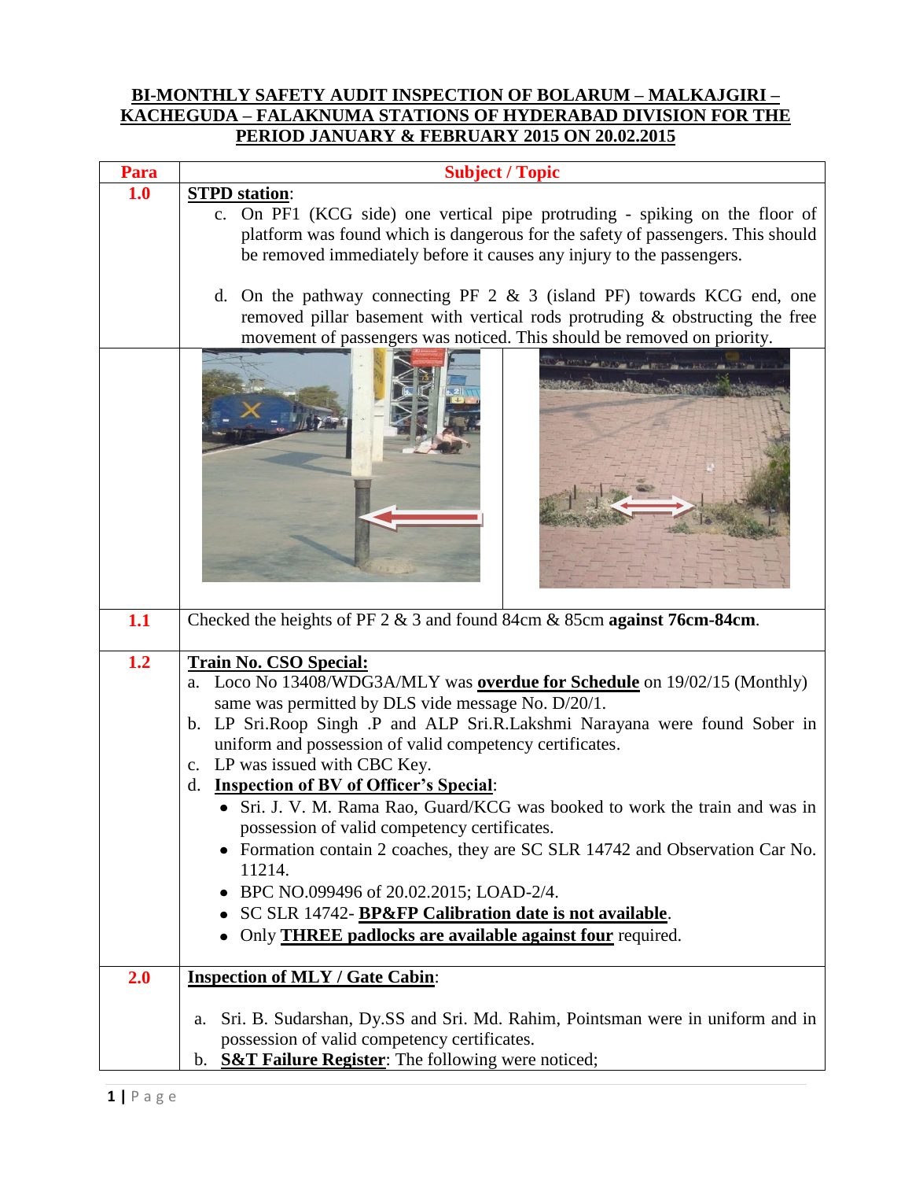**BI-MONTHLY SAFETY AUDIT INSPECTION OF BOLARUM – MALKAJGIRI – KACHEGUDA – FALAKNUMA STATIONS OF HYDERABAD DIVISION FOR THE PERIOD JANUARY & FEBRUARY 2015 ON 20.02.2015**

| Para | Subject / Topic |
|---|---|
| **1.0** | **STPD station**:<br>c. On PF1 (KCG side) one vertical pipe protruding - spiking on the floor of platform was found which is dangerous for the safety of passengers. This should be removed immediately before it causes any injury to the passengers.<br><br>d. On the pathway connecting PF 2 & 3 (island PF) towards KCG end, one removed pillar basement with vertical rods protruding & obstructing the free movement of passengers was noticed. This should be removed on priority. |
| | |
| **1.1** | Checked the heights of PF 2 & 3 and found 84cm & 85cm **against 76cm-84cm**. |
| **1.2** | **Train No. CSO Special:**<br>a. Loco No 13408/WDG3A/MLY was **overdue for Schedule** on 19/02/15 (Monthly) same was permitted by DLS vide message No. D/20/1.<br>b. LP Sri.Roop Singh .P and ALP Sri.R.Lakshmi Narayana were found Sober in uniform and possession of valid competency certificates.<br>c. LP was issued with CBC Key.<br>d. **Inspection of BV of Officer's Special**:<br>• Sri. J. V. M. Rama Rao, Guard/KCG was booked to work the train and was in possession of valid competency certificates.<br>• Formation contain 2 coaches, they are SC SLR 14742 and Observation Car No. 11214.<br>• BPC NO.099496 of 20.02.2015; LOAD-2/4.<br>• SC SLR 14742- **BP&FP Calibration date is not available**.<br>• Only **THREE padlocks are available against four** required. |
| **2.0** | **Inspection of MLY / Gate Cabin**:<br><br>a. Sri. B. Sudarshan, Dy.SS and Sri. Md. Rahim, Pointsman were in uniform and in possession of valid competency certificates.<br>b. **S&T Failure Register**: The following were noticed; |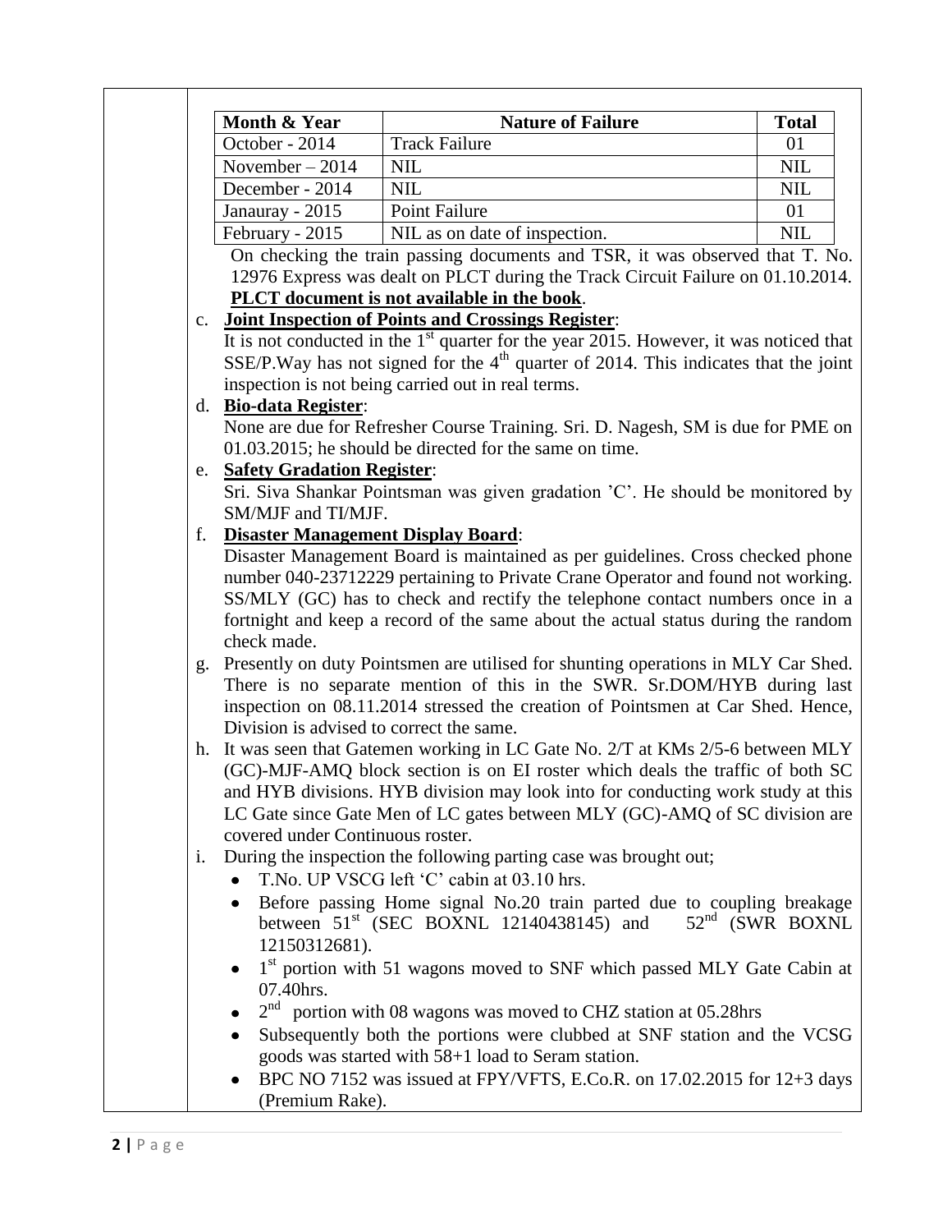| Month & Year | Nature of Failure | Total |
|---|---|---|
| October - 2014 | Track Failure | 01 |
| November – 2014 | NIL | NIL |
| December - 2014 | NIL | NIL |
| Janauray - 2015 | Point Failure | 01 |
| February - 2015 | NIL as on date of inspection. | NIL |

On checking the train passing documents and TSR, it was observed that T. No. 12976 Express was dealt on PLCT during the Track Circuit Failure on 01.10.2014. **PLCT document is not available in the book**.

c. **Joint Inspection of Points and Crossings Register**:
It is not conducted in the 1st quarter for the year 2015. However, it was noticed that SSE/P.Way has not signed for the 4th quarter of 2014. This indicates that the joint inspection is not being carried out in real terms.

d. **Bio-data Register**:
None are due for Refresher Course Training. Sri. D. Nagesh, SM is due for PME on 01.03.2015; he should be directed for the same on time.

e. **Safety Gradation Register**:
Sri. Siva Shankar Pointsman was given gradation 'C'. He should be monitored by SM/MJF and TI/MJF.

f. **Disaster Management Display Board**:
Disaster Management Board is maintained as per guidelines. Cross checked phone number 040-23712229 pertaining to Private Crane Operator and found not working. SS/MLY (GC) has to check and rectify the telephone contact numbers once in a fortnight and keep a record of the same about the actual status during the random check made.

g. Presently on duty Pointsmen are utilised for shunting operations in MLY Car Shed. There is no separate mention of this in the SWR. Sr.DOM/HYB during last inspection on 08.11.2014 stressed the creation of Pointsmen at Car Shed. Hence, Division is advised to correct the same.

h. It was seen that Gatemen working in LC Gate No. 2/T at KMs 2/5-6 between MLY (GC)-MJF-AMQ block section is on EI roster which deals the traffic of both SC and HYB divisions. HYB division may look into for conducting work study at this LC Gate since Gate Men of LC gates between MLY (GC)-AMQ of SC division are covered under Continuous roster.

i. During the inspection the following parting case was brought out;
   - T.No. UP VSCG left 'C' cabin at 03.10 hrs.
   - Before passing Home signal No.20 train parted due to coupling breakage between 51st (SEC BOXNL 12140438145) and 52nd (SWR BOXNL 12150312681).
   - 1st portion with 51 wagons moved to SNF which passed MLY Gate Cabin at 07.40hrs.
   - 2nd portion with 08 wagons was moved to CHZ station at 05.28hrs
   - Subsequently both the portions were clubbed at SNF station and the VCSG goods was started with 58+1 load to Seram station.
   - BPC NO 7152 was issued at FPY/VFTS, E.Co.R. on 17.02.2015 for 12+3 days (Premium Rake).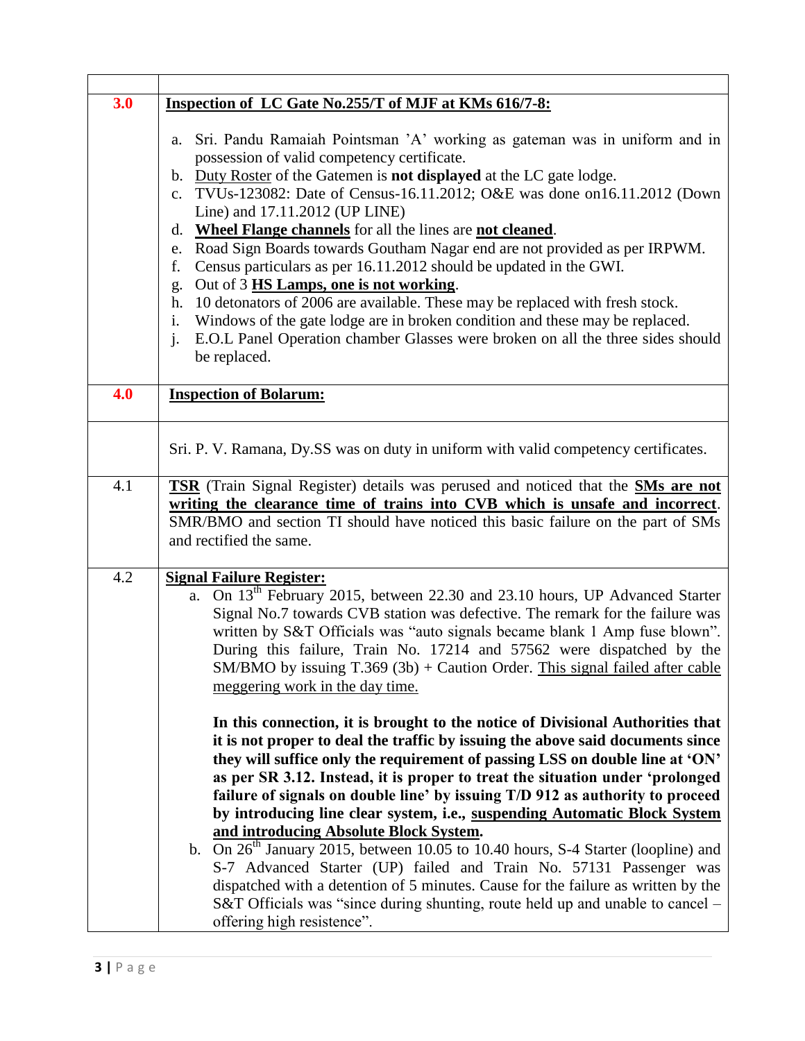| | |
|---|---|
| | |
| **3.0** | **<u>Inspection of LC Gate No.255/T of MJF at KMs 616/7-8:</u>**<br><br>a. Sri. Pandu Ramaiah Pointsman 'A' working as gateman was in uniform and in possession of valid competency certificate.<br>b. <u>Duty Roster</u> of the Gatemen is **not displayed** at the LC gate lodge.<br>c. TVUs-123082: Date of Census-16.11.2012; O&E was done on16.11.2012 (Down Line) and 17.11.2012 (UP LINE)<br>d. **<u>Wheel Flange channels</u>** for all the lines are **<u>not cleaned</u>**.<br>e. Road Sign Boards towards Goutham Nagar end are not provided as per IRPWM.<br>f. Census particulars as per 16.11.2012 should be updated in the GWI.<br>g. Out of 3 **<u>HS Lamps, one is not working</u>**.<br>h. 10 detonators of 2006 are available. These may be replaced with fresh stock.<br>i. Windows of the gate lodge are in broken condition and these may be replaced.<br>j. E.O.L Panel Operation chamber Glasses were broken on all the three sides should be replaced. |
| **4.0** | **<u>Inspection of Bolarum:</u>** |
| | Sri. P. V. Ramana, Dy.SS was on duty in uniform with valid competency certificates. |
| 4.1 | **<u>TSR</u>** (Train Signal Register) details was perused and noticed that the **<u>SMs are not writing the clearance time of trains into CVB which is unsafe and incorrect</u>**. SMR/BMO and section TI should have noticed this basic failure on the part of SMs and rectified the same. |
| 4.2 | **<u>Signal Failure Register:</u>**<br>a. On 13th February 2015, between 22.30 and 23.10 hours, UP Advanced Starter Signal No.7 towards CVB station was defective. The remark for the failure was written by S&T Officials was "auto signals became blank 1 Amp fuse blown". During this failure, Train No. 17214 and 57562 were dispatched by the SM/BMO by issuing T.369 (3b) + Caution Order. <u>This signal failed after cable meggering work in the day time.</u><br><br>**In this connection, it is brought to the notice of Divisional Authorities that it is not proper to deal the traffic by issuing the above said documents since they will suffice only the requirement of passing LSS on double line at 'ON' as per SR 3.12. Instead, it is proper to treat the situation under 'prolonged failure of signals on double line' by issuing T/D 912 as authority to proceed by introducing line clear system, i.e., <u>suspending Automatic Block System and introducing Absolute Block System</u>.**<br>b. On 26th January 2015, between 10.05 to 10.40 hours, S-4 Starter (loopline) and S-7 Advanced Starter (UP) failed and Train No. 57131 Passenger was dispatched with a detention of 5 minutes. Cause for the failure as written by the S&T Officials was "since during shunting, route held up and unable to cancel – offering high resistence". |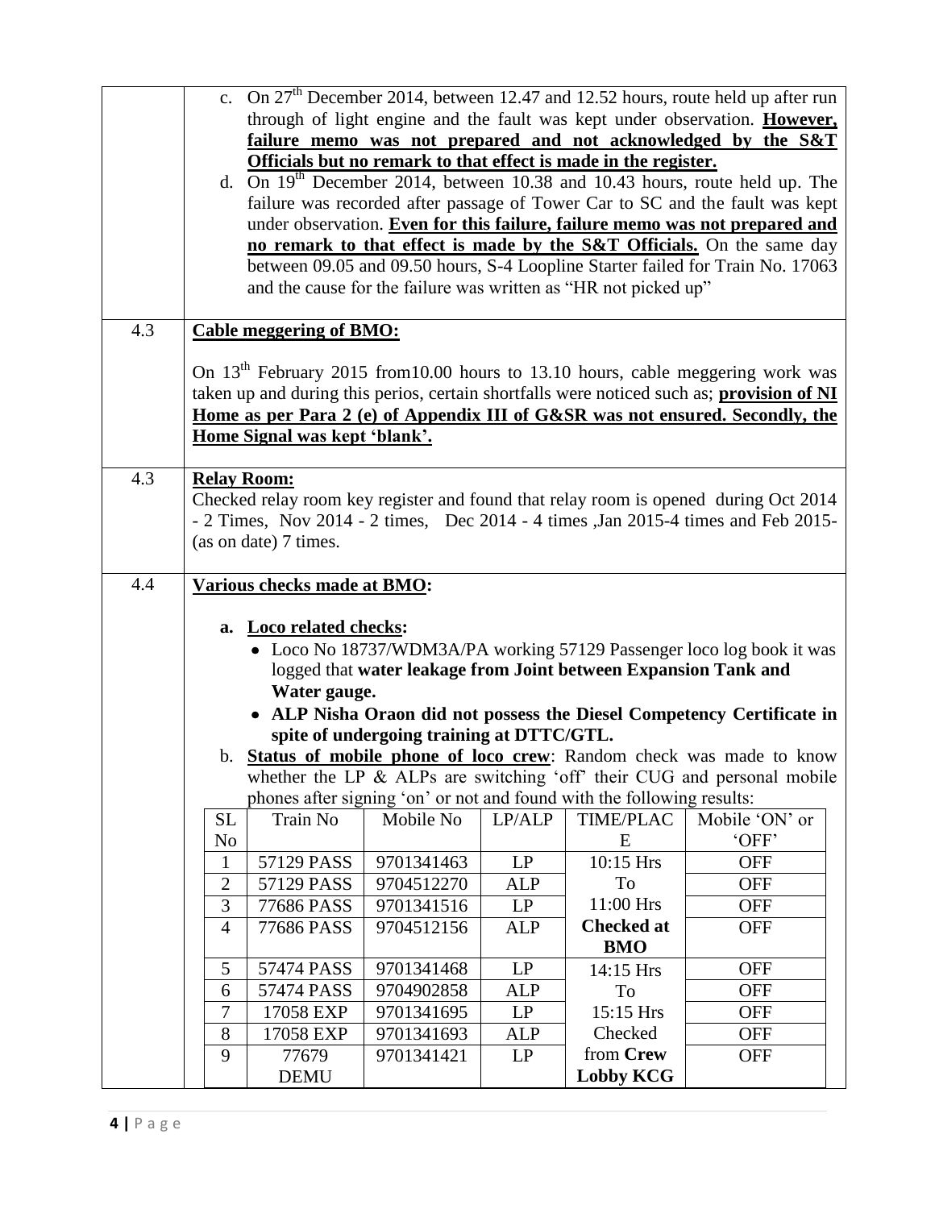c. On 27th December 2014, between 12.47 and 12.52 hours, route held up after run through of light engine and the fault was kept under observation. **However, failure memo was not prepared and not acknowledged by the S&T Officials but no remark to that effect is made in the register.**

d. On 19th December 2014, between 10.38 and 10.43 hours, route held up. The failure was recorded after passage of Tower Car to SC and the fault was kept under observation. **Even for this failure, failure memo was not prepared and no remark to that effect is made by the S&T Officials.** On the same day between 09.05 and 09.50 hours, S-4 Loopline Starter failed for Train No. 17063 and the cause for the failure was written as "HR not picked up"

**4.3 Cable meggering of BMO:**

On 13th February 2015 from10.00 hours to 13.10 hours, cable meggering work was taken up and during this perios, certain shortfalls were noticed such as; **provision of NI Home as per Para 2 (e) of Appendix III of G&SR was not ensured. Secondly, the Home Signal was kept 'blank'.**

**4.3 Relay Room:**

Checked relay room key register and found that relay room is opened during Oct 2014 - 2 Times, Nov 2014 - 2 times, Dec 2014 - 4 times ,Jan 2015-4 times and Feb 2015- (as on date) 7 times.

**4.4 Various checks made at BMO:**

a. **Loco related checks:**
   - Loco No 18737/WDM3A/PA working 57129 Passenger loco log book it was logged that **water leakage from Joint between Expansion Tank and Water gauge.**
   - **ALP Nisha Oraon did not possess the Diesel Competency Certificate in spite of undergoing training at DTTC/GTL.**

b. **Status of mobile phone of loco crew**: Random check was made to know whether the LP & ALPs are switching 'off' their CUG and personal mobile phones after signing 'on' or not and found with the following results:

| SL No | Train No | Mobile No | LP/ALP | TIME/PLACE | Mobile 'ON' or 'OFF' |
|---|---|---|---|---|---|
| 1 | 57129 PASS | 9701341463 | LP | 10:15 Hrs To 11:00 Hrs **Checked at BMO** | OFF |
| 2 | 57129 PASS | 9704512270 | ALP | | OFF |
| 3 | 77686 PASS | 9701341516 | LP | | OFF |
| 4 | 77686 PASS | 9704512156 | ALP | | OFF |
| 5 | 57474 PASS | 9701341468 | LP | 14:15 Hrs To 15:15 Hrs Checked from **Crew Lobby KCG** | OFF |
| 6 | 57474 PASS | 9704902858 | ALP | | OFF |
| 7 | 17058 EXP | 9701341695 | LP | | OFF |
| 8 | 17058 EXP | 9701341693 | ALP | | OFF |
| 9 | 77679 DEMU | 9701341421 | LP | | OFF |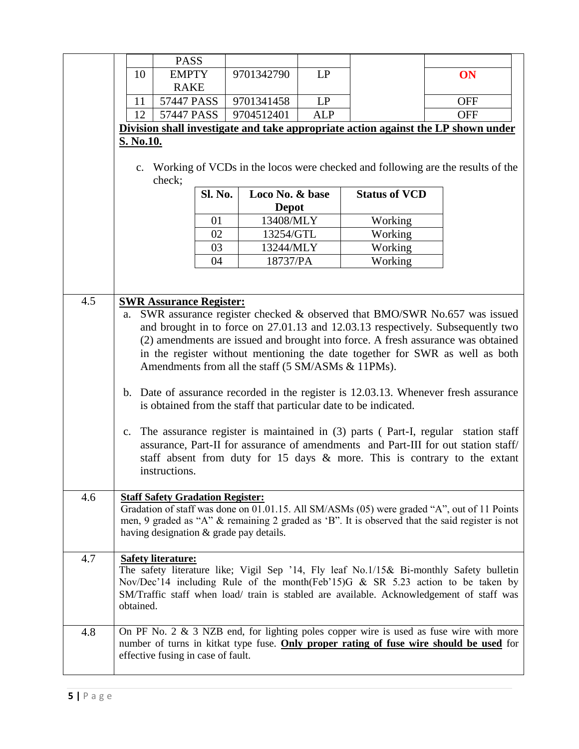| | PASS | | | | |
|---|---|---|---|---|---|
| 10 | EMPTY RAKE | 9701342790 | LP | | **ON** |
| 11 | 57447 PASS | 9701341458 | LP | | OFF |
| 12 | 57447 PASS | 9704512401 | ALP | | OFF |

**Division shall investigate and take appropriate action against the LP shown under S. No.10.**

c. Working of VCDs in the locos were checked and following are the results of the check;

| Sl. No. | Loco No. & base Depot | Status of VCD |
|---|---|---|
| 01 | 13408/MLY | Working |
| 02 | 13254/GTL | Working |
| 03 | 13244/MLY | Working |
| 04 | 18737/PA | Working |

**4.5 SWR Assurance Register:**

a. SWR assurance register checked & observed that BMO/SWR No.657 was issued and brought in to force on 27.01.13 and 12.03.13 respectively. Subsequently two (2) amendments are issued and brought into force. A fresh assurance was obtained in the register without mentioning the date together for SWR as well as both Amendments from all the staff (5 SM/ASMs & 11PMs).

b. Date of assurance recorded in the register is 12.03.13. Whenever fresh assurance is obtained from the staff that particular date to be indicated.

c. The assurance register is maintained in (3) parts ( Part-I, regular station staff assurance, Part-II for assurance of amendments and Part-III for out station staff/ staff absent from duty for 15 days & more. This is contrary to the extant instructions.

**4.6 Staff Safety Gradation Register:**

Gradation of staff was done on 01.01.15. All SM/ASMs (05) were graded "A", out of 11 Points men, 9 graded as "A" & remaining 2 graded as 'B". It is observed that the said register is not having designation & grade pay details.

**4.7 Safety literature:**

The safety literature like; Vigil Sep '14, Fly leaf No.1/15& Bi-monthly Safety bulletin Nov/Dec'14 including Rule of the month(Feb'15)G & SR 5.23 action to be taken by SM/Traffic staff when load/ train is stabled are available. Acknowledgement of staff was obtained.

**4.8** On PF No. 2 & 3 NZB end, for lighting poles copper wire is used as fuse wire with more number of turns in kitkat type fuse. **Only proper rating of fuse wire should be used** for effective fusing in case of fault.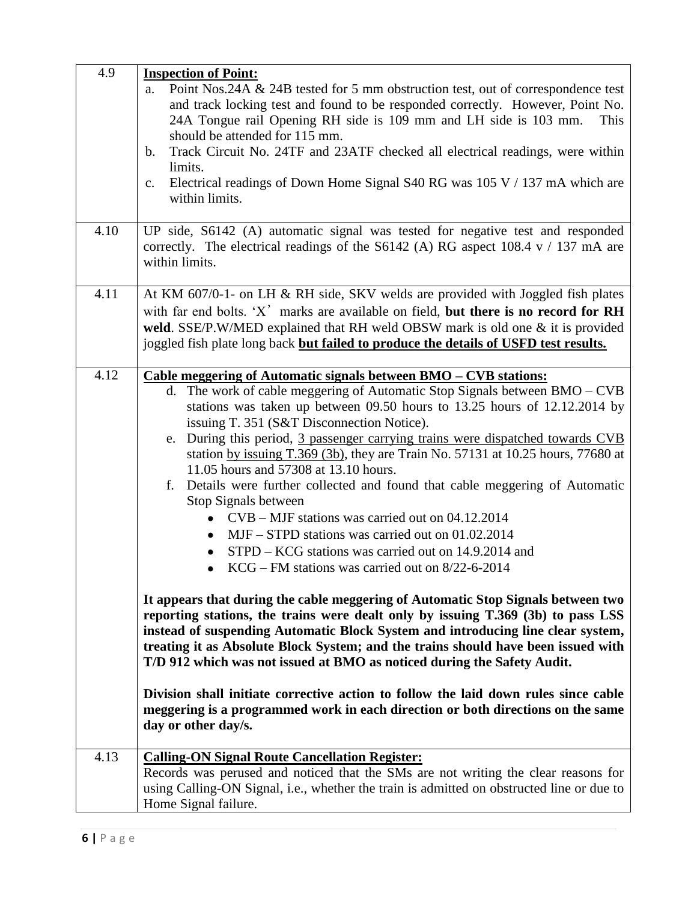| | |
|---|---|
| 4.9 | **Inspection of Point:**<br>a. Point Nos.24A & 24B tested for 5 mm obstruction test, out of correspondence test and track locking test and found to be responded correctly. However, Point No. 24A Tongue rail Opening RH side is 109 mm and LH side is 103 mm. This should be attended for 115 mm.<br>b. Track Circuit No. 24TF and 23ATF checked all electrical readings, were within limits.<br>c. Electrical readings of Down Home Signal S40 RG was 105 V / 137 mA which are within limits. |
| 4.10 | UP side, S6142 (A) automatic signal was tested for negative test and responded correctly. The electrical readings of the S6142 (A) RG aspect 108.4 v / 137 mA are within limits. |
| 4.11 | At KM 607/0-1- on LH & RH side, SKV welds are provided with Joggled fish plates with far end bolts. 'X' marks are available on field, **but there is no record for RH weld**. SSE/P.W/MED explained that RH weld OBSW mark is old one & it is provided joggled fish plate long back **<u>but failed to produce the details of USFD test results.</u>** |
| 4.12 | **<u>Cable meggering of Automatic signals between BMO – CVB stations:</u>**<br>d. The work of cable meggering of Automatic Stop Signals between BMO – CVB stations was taken up between 09.50 hours to 13.25 hours of 12.12.2014 by issuing T. 351 (S&T Disconnection Notice).<br>e. During this period, <u>3 passenger carrying trains were dispatched towards CVB</u> station <u>by issuing T.369 (3b)</u>, they are Train No. 57131 at 10.25 hours, 77680 at 11.05 hours and 57308 at 13.10 hours.<br>f. Details were further collected and found that cable meggering of Automatic Stop Signals between<br>• CVB – MJF stations was carried out on 04.12.2014<br>• MJF – STPD stations was carried out on 01.02.2014<br>• STPD – KCG stations was carried out on 14.9.2014 and<br>• KCG – FM stations was carried out on 8/22-6-2014<br><br>**It appears that during the cable meggering of Automatic Stop Signals between two reporting stations, the trains were dealt only by issuing T.369 (3b) to pass LSS instead of suspending Automatic Block System and introducing line clear system, treating it as Absolute Block System; and the trains should have been issued with T/D 912 which was not issued at BMO as noticed during the Safety Audit.**<br><br>**Division shall initiate corrective action to follow the laid down rules since cable meggering is a programmed work in each direction or both directions on the same day or other day/s.** |
| 4.13 | **<u>Calling-ON Signal Route Cancellation Register:</u>**<br>Records was perused and noticed that the SMs are not writing the clear reasons for using Calling-ON Signal, i.e., whether the train is admitted on obstructed line or due to Home Signal failure. |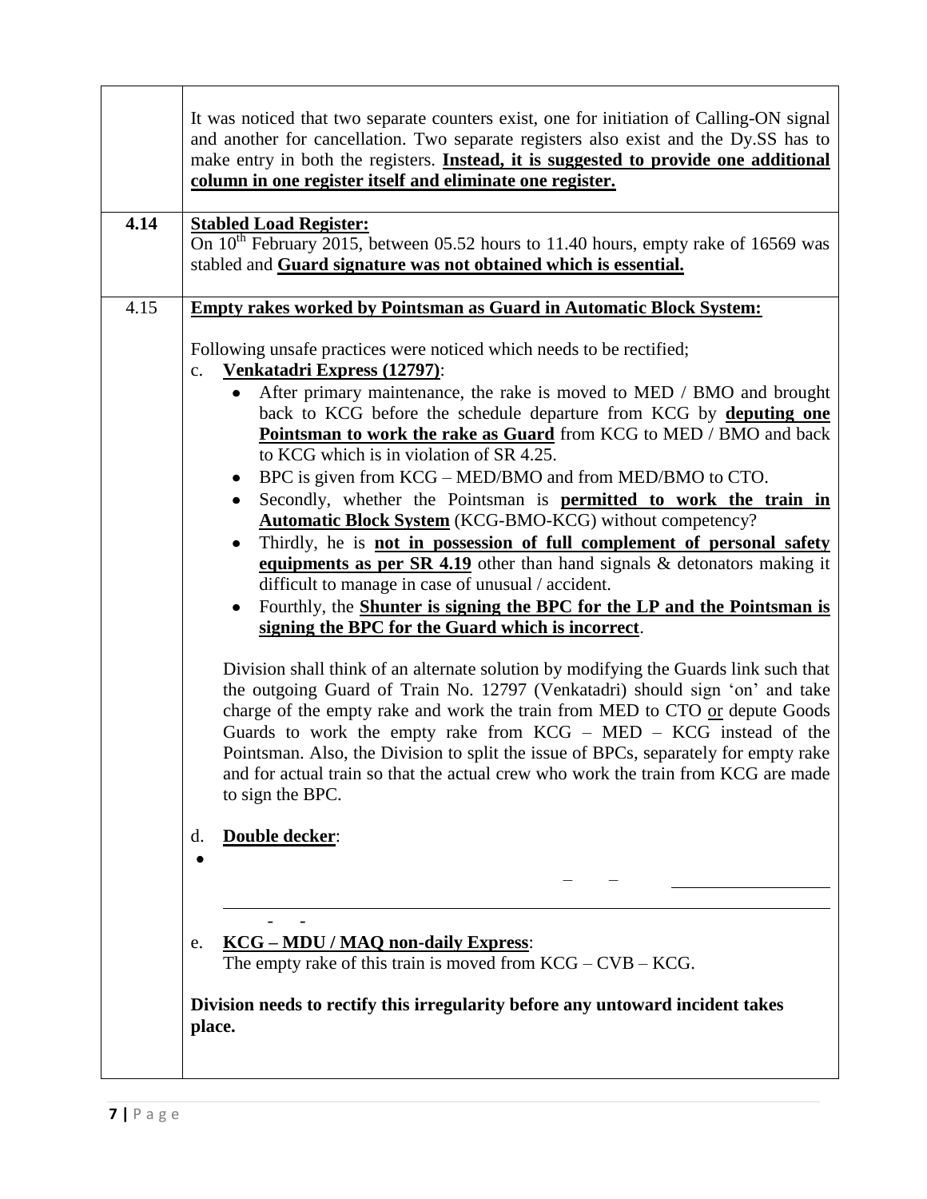| | |
|---|---|
| | It was noticed that two separate counters exist, one for initiation of Calling-ON signal and another for cancellation. Two separate registers also exist and the Dy.SS has to make entry in both the registers. **Instead, it is suggested to provide one additional column in one register itself and eliminate one register.** |
| **4.14** | **Stabled Load Register:**<br>On 10th February 2015, between 05.52 hours to 11.40 hours, empty rake of 16569 was stabled and **Guard signature was not obtained which is essential.** |
| 4.15 | **Empty rakes worked by Pointsman as Guard in Automatic Block System:**<br><br>Following unsafe practices were noticed which needs to be rectified;<br>c. **Venkatadri Express (12797)**:<br>• After primary maintenance, the rake is moved to MED / BMO and brought back to KCG before the schedule departure from KCG by **deputing one Pointsman to work the rake as Guard** from KCG to MED / BMO and back to KCG which is in violation of SR 4.25.<br>• BPC is given from KCG – MED/BMO and from MED/BMO to CTO.<br>• Secondly, whether the Pointsman is **permitted to work the train in Automatic Block System** (KCG-BMO-KCG) without competency?<br>• Thirdly, he is **not in possession of full complement of personal safety equipments as per SR 4.19** other than hand signals & detonators making it difficult to manage in case of unusual / accident.<br>• Fourthly, the **Shunter is signing the BPC for the LP and the Pointsman is signing the BPC for the Guard which is incorrect**.<br><br>Division shall think of an alternate solution by modifying the Guards link such that the outgoing Guard of Train No. 12797 (Venkatadri) should sign 'on' and take charge of the empty rake and work the train from MED to CTO or depute Goods Guards to work the empty rake from KCG – MED – KCG instead of the Pointsman. Also, the Division to split the issue of BPCs, separately for empty rake and for actual train so that the actual crew who work the train from KCG are made to sign the BPC.<br><br>d. **Double decker**:<br>• – –<br>- -<br>e. **KCG – MDU / MAQ non-daily Express**:<br>The empty rake of this train is moved from KCG – CVB – KCG.<br><br>**Division needs to rectify this irregularity before any untoward incident takes place.** |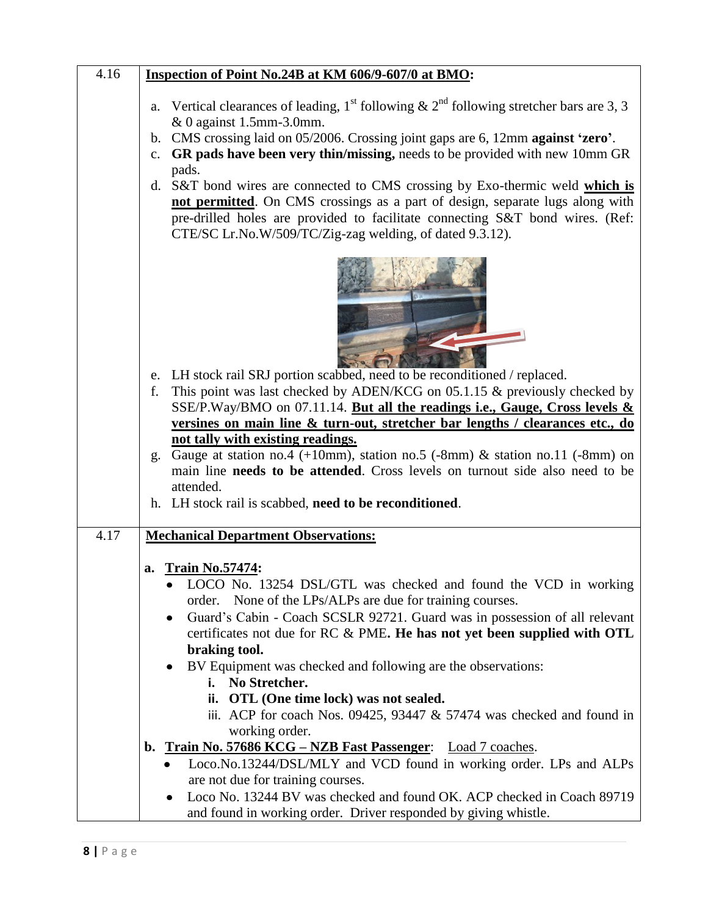| | |
|---|---|
| 4.16 | **<u>Inspection of Point No.24B at KM 606/9-607/0 at BMO</u>:**<br><br>a. Vertical clearances of leading, 1st following & 2nd following stretcher bars are 3, 3 & 0 against 1.5mm-3.0mm.<br>b. CMS crossing laid on 05/2006. Crossing joint gaps are 6, 12mm **against 'zero'**.<br>c. **GR pads have been very thin/missing,** needs to be provided with new 10mm GR pads.<br>d. S&T bond wires are connected to CMS crossing by Exo-thermic weld **<u>which is not permitted</u>**. On CMS crossings as a part of design, separate lugs along with pre-drilled holes are provided to facilitate connecting S&T bond wires. (Ref: CTE/SC Lr.No.W/509/TC/Zig-zag welding, of dated 9.3.12).<br>e. LH stock rail SRJ portion scabbed, need to be reconditioned / replaced.<br>f. This point was last checked by ADEN/KCG on 05.1.15 & previously checked by SSE/P.Way/BMO on 07.11.14. **<u>But all the readings i.e., Gauge, Cross levels & versines on main line & turn-out, stretcher bar lengths / clearances etc., do not tally with existing readings.</u>**<br>g. Gauge at station no.4 (+10mm), station no.5 (-8mm) & station no.11 (-8mm) on main line **needs to be attended**. Cross levels on turnout side also need to be attended.<br>h. LH stock rail is scabbed, **need to be reconditioned**. |
| 4.17 | **<u>Mechanical Department Observations:</u>**<br><br>**a. <u>Train No.57474</u>:**<br>• LOCO No. 13254 DSL/GTL was checked and found the VCD in working order. None of the LPs/ALPs are due for training courses.<br>• Guard's Cabin - Coach SCSLR 92721. Guard was in possession of all relevant certificates not due for RC & PME**. He has not yet been supplied with OTL braking tool.**<br>• BV Equipment was checked and following are the observations:<br>  **i. No Stretcher.**<br>  **ii. OTL (One time lock) was not sealed.**<br>  iii. ACP for coach Nos. 09425, 93447 & 57474 was checked and found in working order.<br>**b. <u>Train No. 57686 KCG – NZB Fast Passenger</u>**: <u>Load 7 coaches</u>.<br>• Loco.No.13244/DSL/MLY and VCD found in working order. LPs and ALPs are not due for training courses.<br>• Loco No. 13244 BV was checked and found OK. ACP checked in Coach 89719 and found in working order. Driver responded by giving whistle. |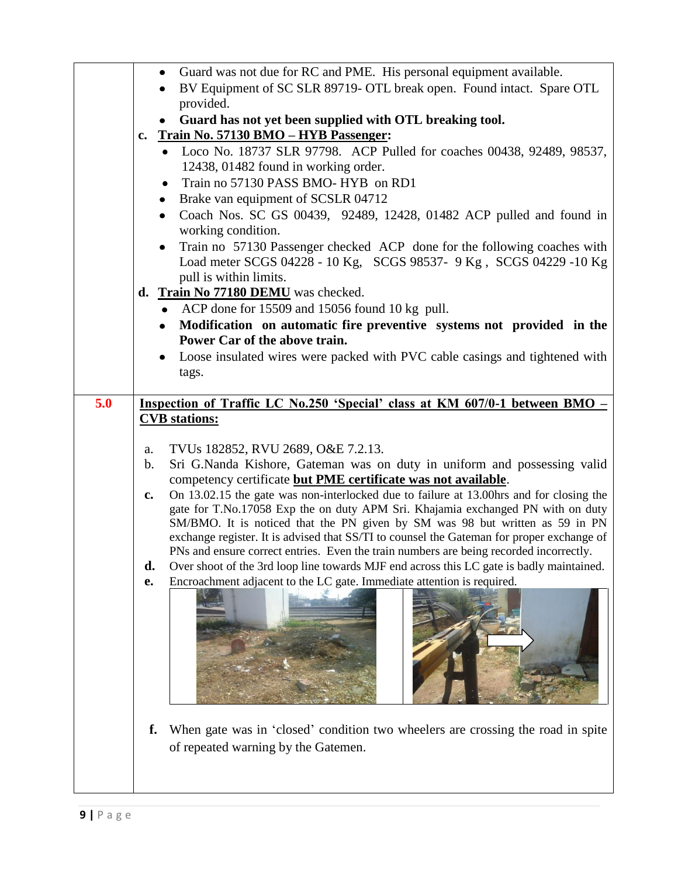|  |  |
|---|---|
|  | - Guard was not due for RC and PME. His personal equipment available.<br>- BV Equipment of SC SLR 89719- OTL break open. Found intact. Spare OTL provided.<br>- **Guard has not yet been supplied with OTL breaking tool.**<br><br>**c. Train No. 57130 BMO – HYB Passenger:**<br>- Loco No. 18737 SLR 97798. ACP Pulled for coaches 00438, 92489, 98537, 12438, 01482 found in working order.<br>- Train no 57130 PASS BMO- HYB on RD1<br>- Brake van equipment of SCSLR 04712<br>- Coach Nos. SC GS 00439, 92489, 12428, 01482 ACP pulled and found in working condition.<br>- Train no 57130 Passenger checked ACP done for the following coaches with Load meter SCGS 04228 - 10 Kg, SCGS 98537- 9 Kg , SCGS 04229 -10 Kg pull is within limits.<br><br>**d. Train No 77180 DEMU** was checked.<br>- ACP done for 15509 and 15056 found 10 kg pull.<br>- **Modification on automatic fire preventive systems not provided in the Power Car of the above train.**<br>- Loose insulated wires were packed with PVC cable casings and tightened with tags. |
| **5.0** | **Inspection of Traffic LC No.250 'Special' class at KM 607/0-1 between BMO – CVB stations:**<br><br>a. TVUs 182852, RVU 2689, O&E 7.2.13.<br>b. Sri G.Nanda Kishore, Gateman was on duty in uniform and possessing valid competency certificate **but PME certificate was not available**.<br>**c.** On 13.02.15 the gate was non-interlocked due to failure at 13.00hrs and for closing the gate for T.No.17058 Exp the on duty APM Sri. Khajamia exchanged PN with on duty SM/BMO. It is noticed that the PN given by SM was 98 but written as 59 in PN exchange register. It is advised that SS/TI to counsel the Gateman for proper exchange of PNs and ensure correct entries. Even the train numbers are being recorded incorrectly.<br>**d.** Over shoot of the 3rd loop line towards MJF end across this LC gate is badly maintained.<br>**e.** Encroachment adjacent to the LC gate. Immediate attention is required.<br><br>**f.** When gate was in 'closed' condition two wheelers are crossing the road in spite of repeated warning by the Gatemen. |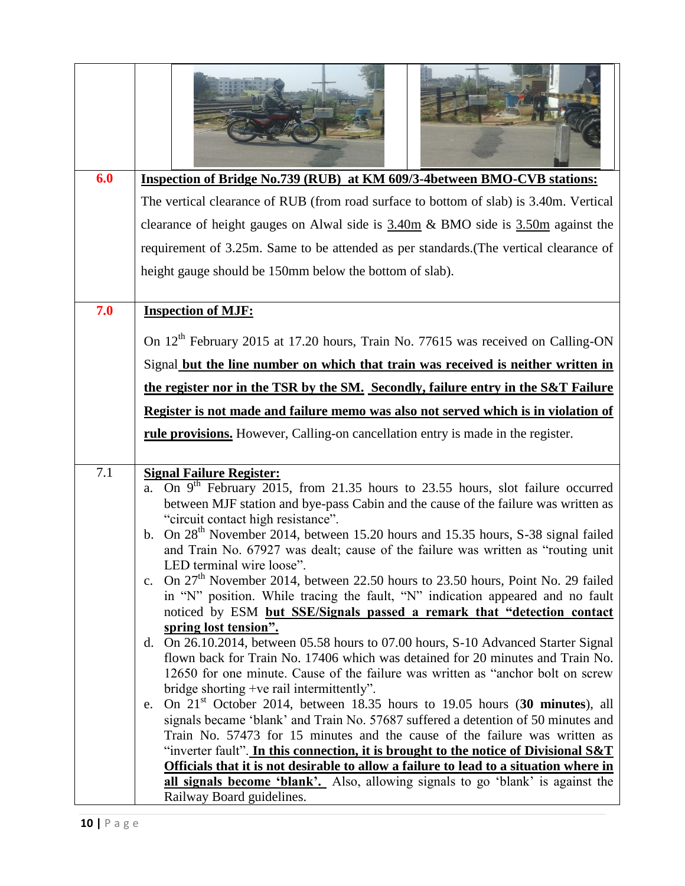| | |
|---|---|
| | |
| **6.0** | <u>**Inspection of Bridge No.739 (RUB) at KM 609/3-4between BMO-CVB stations:**</u> The vertical clearance of RUB (from road surface to bottom of slab) is 3.40m. Vertical clearance of height gauges on Alwal side is <u>3.40m</u> & BMO side is <u>3.50m</u> against the requirement of 3.25m. Same to be attended as per standards.(The vertical clearance of height gauge should be 150mm below the bottom of slab). |
| **7.0** | <u>**Inspection of MJF:**</u><br>On 12th February 2015 at 17.20 hours, Train No. 77615 was received on Calling-ON Signal <u>**but the line number on which that train was received is neither written in the register nor in the TSR by the SM.**</u> <u>**Secondly, failure entry in the S&T Failure Register is not made and failure memo was also not served which is in violation of rule provisions.**</u> However, Calling-on cancellation entry is made in the register. |
| 7.1 | <u>**Signal Failure Register:**</u><br>a. On 9th February 2015, from 21.35 hours to 23.55 hours, slot failure occurred between MJF station and bye-pass Cabin and the cause of the failure was written as "circuit contact high resistance".<br>b. On 28th November 2014, between 15.20 hours and 15.35 hours, S-38 signal failed and Train No. 67927 was dealt; cause of the failure was written as "routing unit LED terminal wire loose".<br>c. On 27th November 2014, between 22.50 hours to 23.50 hours, Point No. 29 failed in "N" position. While tracing the fault, "N" indication appeared and no fault noticed by ESM <u>**but SSE/Signals passed a remark that "detection contact spring lost tension".**</u><br>d. On 26.10.2014, between 05.58 hours to 07.00 hours, S-10 Advanced Starter Signal flown back for Train No. 17406 which was detained for 20 minutes and Train No. 12650 for one minute. Cause of the failure was written as "anchor bolt on screw bridge shorting +ve rail intermittently".<br>e. On 21st October 2014, between 18.35 hours to 19.05 hours (**30 minutes**), all signals became 'blank' and Train No. 57687 suffered a detention of 50 minutes and Train No. 57473 for 15 minutes and the cause of the failure was written as "inverter fault". <u>**In this connection, it is brought to the notice of Divisional S&T Officials that it is not desirable to allow a failure to lead to a situation where in all signals become 'blank'.**</u> Also, allowing signals to go 'blank' is against the Railway Board guidelines. |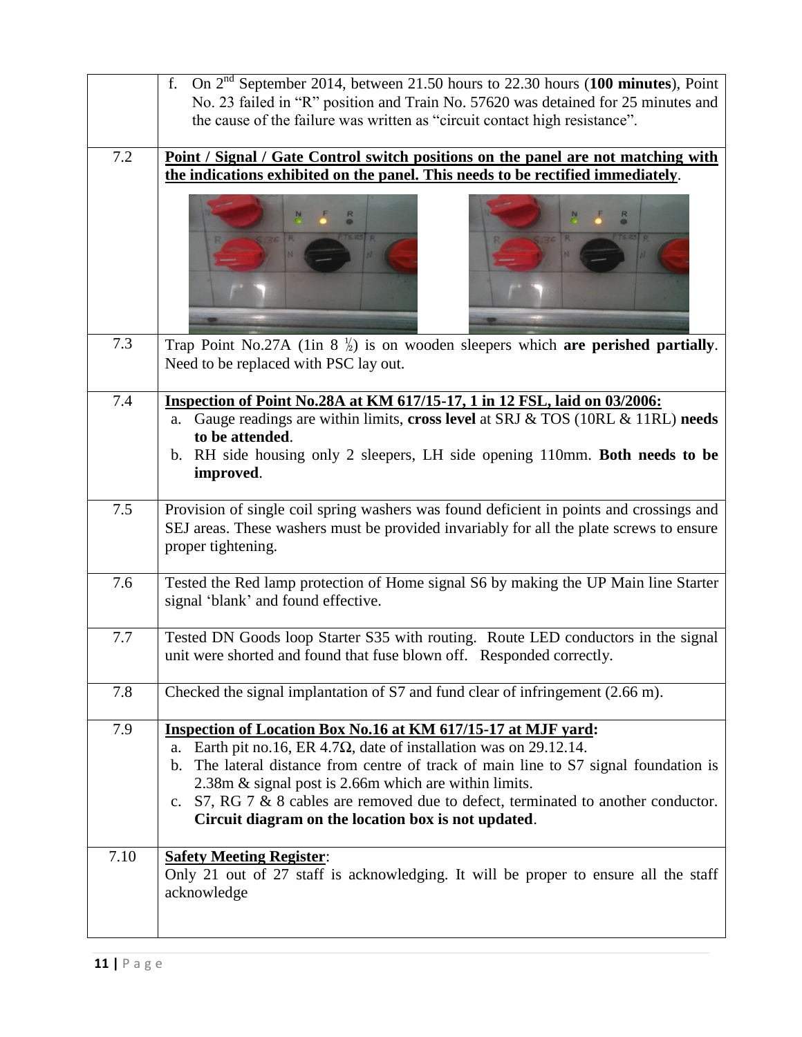| | |
|---|---|
| | f. On 2nd September 2014, between 21.50 hours to 22.30 hours (**100 minutes**), Point No. 23 failed in "R" position and Train No. 57620 was detained for 25 minutes and the cause of the failure was written as "circuit contact high resistance". |
| 7.2 | **Point / Signal / Gate Control switch positions on the panel are not matching with the indications exhibited on the panel. This needs to be rectified immediately**. |
| 7.3 | Trap Point No.27A (1in 8 ½) is on wooden sleepers which **are perished partially**. Need to be replaced with PSC lay out. |
| 7.4 | **Inspection of Point No.28A at KM 617/15-17, 1 in 12 FSL, laid on 03/2006:** <br> a. Gauge readings are within limits, **cross level** at SRJ & TOS (10RL & 11RL) **needs to be attended**. <br> b. RH side housing only 2 sleepers, LH side opening 110mm. **Both needs to be improved**. |
| 7.5 | Provision of single coil spring washers was found deficient in points and crossings and SEJ areas. These washers must be provided invariably for all the plate screws to ensure proper tightening. |
| 7.6 | Tested the Red lamp protection of Home signal S6 by making the UP Main line Starter signal 'blank' and found effective. |
| 7.7 | Tested DN Goods loop Starter S35 with routing. Route LED conductors in the signal unit were shorted and found that fuse blown off. Responded correctly. |
| 7.8 | Checked the signal implantation of S7 and fund clear of infringement (2.66 m). |
| 7.9 | **Inspection of Location Box No.16 at KM 617/15-17 at MJF yard:** <br> a. Earth pit no.16, ER 4.7Ω, date of installation was on 29.12.14. <br> b. The lateral distance from centre of track of main line to S7 signal foundation is 2.38m & signal post is 2.66m which are within limits. <br> c. S7, RG 7 & 8 cables are removed due to defect, terminated to another conductor. **Circuit diagram on the location box is not updated**. |
| 7.10 | **Safety Meeting Register**: <br> Only 21 out of 27 staff is acknowledging. It will be proper to ensure all the staff acknowledge |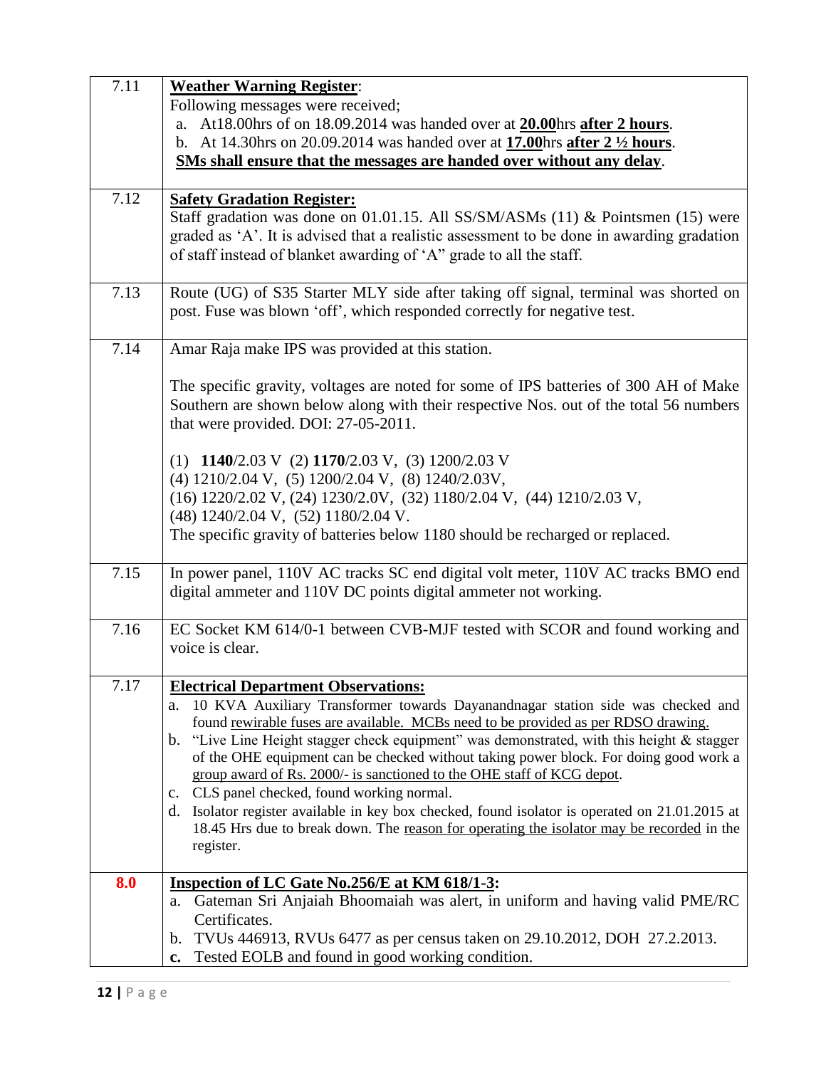| | |
|---|---|
| 7.11 | **<u>Weather Warning Register</u>**:<br>Following messages were received;<br>a. At18.00hrs of on 18.09.2014 was handed over at **<u>20.00</u>**hrs **<u>after 2 hours</u>**.<br>b. At 14.30hrs on 20.09.2014 was handed over at **<u>17.00</u>**hrs **<u>after 2 ½ hours</u>**.<br>**<u>SMs shall ensure that the messages are handed over without any delay</u>**. |
| 7.12 | **<u>Safety Gradation Register:</u>**<br>Staff gradation was done on 01.01.15. All SS/SM/ASMs (11) & Pointsmen (15) were graded as 'A'. It is advised that a realistic assessment to be done in awarding gradation of staff instead of blanket awarding of 'A" grade to all the staff. |
| 7.13 | Route (UG) of S35 Starter MLY side after taking off signal, terminal was shorted on post. Fuse was blown 'off', which responded correctly for negative test. |
| 7.14 | Amar Raja make IPS was provided at this station.<br><br>The specific gravity, voltages are noted for some of IPS batteries of 300 AH of Make Southern are shown below along with their respective Nos. out of the total 56 numbers that were provided. DOI: 27-05-2011.<br><br>(1) **1140**/2.03 V (2) **1170**/2.03 V, (3) 1200/2.03 V<br>(4) 1210/2.04 V, (5) 1200/2.04 V, (8) 1240/2.03V,<br>(16) 1220/2.02 V, (24) 1230/2.0V, (32) 1180/2.04 V, (44) 1210/2.03 V,<br>(48) 1240/2.04 V, (52) 1180/2.04 V.<br>The specific gravity of batteries below 1180 should be recharged or replaced. |
| 7.15 | In power panel, 110V AC tracks SC end digital volt meter, 110V AC tracks BMO end digital ammeter and 110V DC points digital ammeter not working. |
| 7.16 | EC Socket KM 614/0-1 between CVB-MJF tested with SCOR and found working and voice is clear. |
| 7.17 | **<u>Electrical Department Observations:</u>**<br>a. 10 KVA Auxiliary Transformer towards Dayanandnagar station side was checked and found <u>rewirable fuses are available. MCBs need to be provided as per RDSO drawing.</u><br>b. "Live Line Height stagger check equipment" was demonstrated, with this height & stagger of the OHE equipment can be checked without taking power block. For doing good work a <u>group award of Rs. 2000/- is sanctioned to the OHE staff of KCG depot</u>.<br>c. CLS panel checked, found working normal.<br>d. Isolator register available in key box checked, found isolator is operated on 21.01.2015 at 18.45 Hrs due to break down. The <u>reason for operating the isolator may be recorded</u> in the register. |
| **8.0** | **<u>Inspection of LC Gate No.256/E at KM 618/1-3</u>:**<br>a. Gateman Sri Anjaiah Bhoomaiah was alert, in uniform and having valid PME/RC Certificates.<br>b. TVUs 446913, RVUs 6477 as per census taken on 29.10.2012, DOH 27.2.2013.<br>**c.** Tested EOLB and found in good working condition. |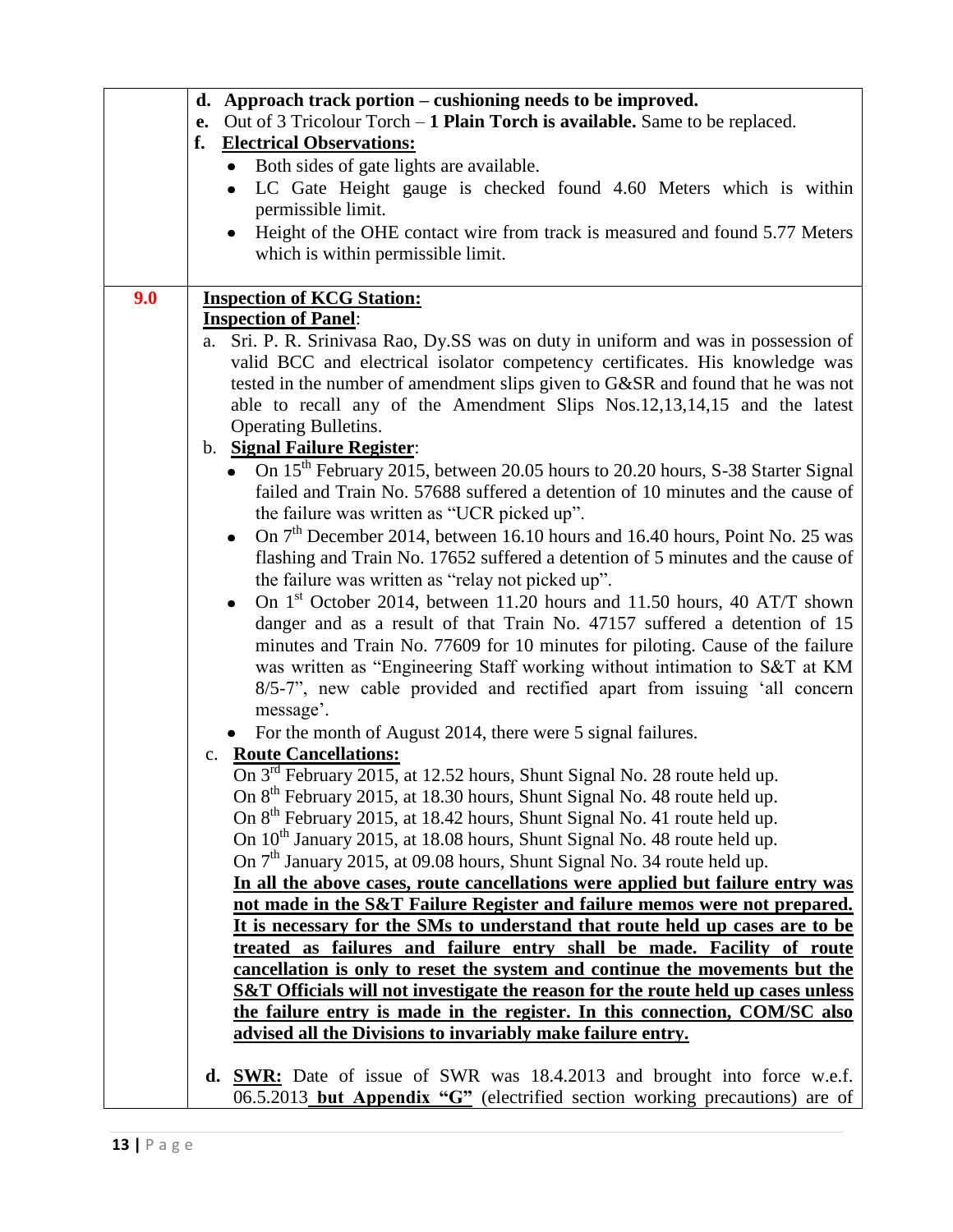| | |
|---|---|
| | **d. Approach track portion – cushioning needs to be improved.**<br>**e.** Out of 3 Tricolour Torch – **1 Plain Torch is available.** Same to be replaced.<br>**f. <u>Electrical Observations:</u>**<br>• Both sides of gate lights are available.<br>• LC Gate Height gauge is checked found 4.60 Meters which is within permissible limit.<br>• Height of the OHE contact wire from track is measured and found 5.77 Meters which is within permissible limit. |
| **9.0** | **<u>Inspection of KCG Station:</u>**<br>**<u>Inspection of Panel</u>**:<br>a. Sri. P. R. Srinivasa Rao, Dy.SS was on duty in uniform and was in possession of valid BCC and electrical isolator competency certificates. His knowledge was tested in the number of amendment slips given to G&SR and found that he was not able to recall any of the Amendment Slips Nos.12,13,14,15 and the latest Operating Bulletins.<br>b. **<u>Signal Failure Register</u>**:<br>• On 15th February 2015, between 20.05 hours to 20.20 hours, S-38 Starter Signal failed and Train No. 57688 suffered a detention of 10 minutes and the cause of the failure was written as "UCR picked up".<br>• On 7th December 2014, between 16.10 hours and 16.40 hours, Point No. 25 was flashing and Train No. 17652 suffered a detention of 5 minutes and the cause of the failure was written as "relay not picked up".<br>• On 1st October 2014, between 11.20 hours and 11.50 hours, 40 AT/T shown danger and as a result of that Train No. 47157 suffered a detention of 15 minutes and Train No. 77609 for 10 minutes for piloting. Cause of the failure was written as "Engineering Staff working without intimation to S&T at KM 8/5-7", new cable provided and rectified apart from issuing 'all concern message'.<br>• For the month of August 2014, there were 5 signal failures.<br>c. **<u>Route Cancellations:</u>**<br>On 3rd February 2015, at 12.52 hours, Shunt Signal No. 28 route held up.<br>On 8th February 2015, at 18.30 hours, Shunt Signal No. 48 route held up.<br>On 8th February 2015, at 18.42 hours, Shunt Signal No. 41 route held up.<br>On 10th January 2015, at 18.08 hours, Shunt Signal No. 48 route held up.<br>On 7th January 2015, at 09.08 hours, Shunt Signal No. 34 route held up.<br>**<u>In all the above cases, route cancellations were applied but failure entry was not made in the S&T Failure Register and failure memos were not prepared. It is necessary for the SMs to understand that route held up cases are to be treated as failures and failure entry shall be made. Facility of route cancellation is only to reset the system and continue the movements but the S&T Officials will not investigate the reason for the route held up cases unless the failure entry is made in the register. In this connection, COM/SC also advised all the Divisions to invariably make failure entry.</u>**<br><br>**d. <u>SWR:</u>** Date of issue of SWR was 18.4.2013 and brought into force w.e.f. 06.5.2013 **<u>but Appendix "G"</u>** (electrified section working precautions) are of |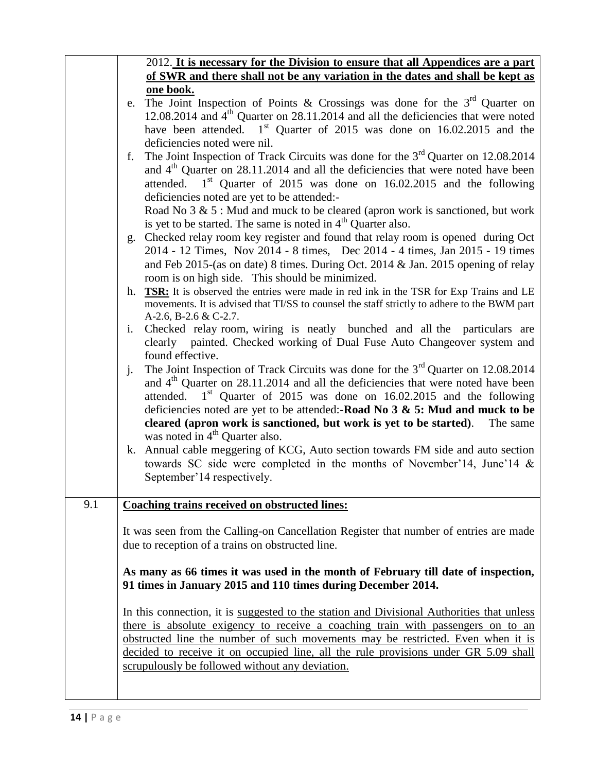|  |  |
|---|---|
|  | 2012. **<u>It is necessary for the Division to ensure that all Appendices are a part of SWR and there shall not be any variation in the dates and shall be kept as one book.</u>**<br>e. The Joint Inspection of Points & Crossings was done for the 3rd Quarter on 12.08.2014 and 4th Quarter on 28.11.2014 and all the deficiencies that were noted have been attended. 1st Quarter of 2015 was done on 16.02.2015 and the deficiencies noted were nil.<br>f. The Joint Inspection of Track Circuits was done for the 3rd Quarter on 12.08.2014 and 4th Quarter on 28.11.2014 and all the deficiencies that were noted have been attended. 1st Quarter of 2015 was done on 16.02.2015 and the following deficiencies noted are yet to be attended:-<br>Road No 3 & 5 : Mud and muck to be cleared (apron work is sanctioned, but work is yet to be started. The same is noted in 4th Quarter also.<br>g. Checked relay room key register and found that relay room is opened during Oct 2014 - 12 Times, Nov 2014 - 8 times, Dec 2014 - 4 times, Jan 2015 - 19 times and Feb 2015-(as on date) 8 times. During Oct. 2014 & Jan. 2015 opening of relay room is on high side. This should be minimized.<br>h. **<u>TSR:</u>** It is observed the entries were made in red ink in the TSR for Exp Trains and LE movements. It is advised that TI/SS to counsel the staff strictly to adhere to the BWM part A-2.6, B-2.6 & C-2.7.<br>i. Checked relay room, wiring is neatly bunched and all the particulars are clearly painted. Checked working of Dual Fuse Auto Changeover system and found effective.<br>j. The Joint Inspection of Track Circuits was done for the 3rd Quarter on 12.08.2014 and 4th Quarter on 28.11.2014 and all the deficiencies that were noted have been attended. 1st Quarter of 2015 was done on 16.02.2015 and the following deficiencies noted are yet to be attended:-**Road No 3 & 5: Mud and muck to be cleared (apron work is sanctioned, but work is yet to be started)**. The same was noted in 4th Quarter also.<br>k. Annual cable meggering of KCG, Auto section towards FM side and auto section towards SC side were completed in the months of November'14, June'14 & September'14 respectively. |
| 9.1 | **<u>Coaching trains received on obstructed lines:</u>**<br><br>It was seen from the Calling-on Cancellation Register that number of entries are made due to reception of a trains on obstructed line.<br><br>**As many as 66 times it was used in the month of February till date of inspection, 91 times in January 2015 and 110 times during December 2014.**<br><br>In this connection, it is <u>suggested to the station and Divisional Authorities that unless there is absolute exigency to receive a coaching train with passengers on to an obstructed line the number of such movements may be restricted. Even when it is decided to receive it on occupied line, all the rule provisions under GR 5.09 shall scrupulously be followed without any deviation.</u> |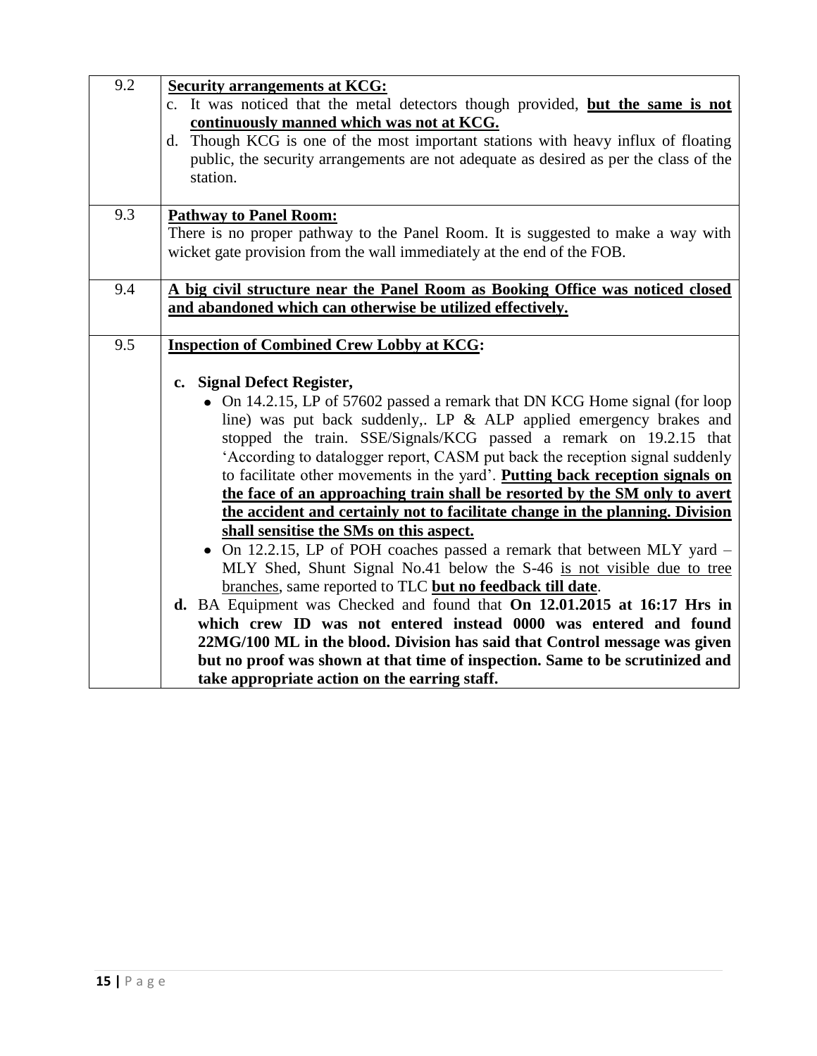| | |
|---|---|
| 9.2 | **<u>Security arrangements at KCG:</u>**<br>c. It was noticed that the metal detectors though provided, **<u>but the same is not continuously manned which was not at KCG.</u>**<br>d. Though KCG is one of the most important stations with heavy influx of floating public, the security arrangements are not adequate as desired as per the class of the station. |
| 9.3 | **<u>Pathway to Panel Room:</u>**<br>There is no proper pathway to the Panel Room. It is suggested to make a way with wicket gate provision from the wall immediately at the end of the FOB. |
| 9.4 | **<u>A big civil structure near the Panel Room as Booking Office was noticed closed and abandoned which can otherwise be utilized effectively.</u>** |
| 9.5 | **<u>Inspection of Combined Crew Lobby at KCG</u>:**<br><br>**c. Signal Defect Register,**<br>• On 14.2.15, LP of 57602 passed a remark that DN KCG Home signal (for loop line) was put back suddenly,. LP & ALP applied emergency brakes and stopped the train. SSE/Signals/KCG passed a remark on 19.2.15 that 'According to datalogger report, CASM put back the reception signal suddenly to facilitate other movements in the yard'. **<u>Putting back reception signals on the face of an approaching train shall be resorted by the SM only to avert the accident and certainly not to facilitate change in the planning. Division shall sensitise the SMs on this aspect.</u>**<br>• On 12.2.15, LP of POH coaches passed a remark that between MLY yard – MLY Shed, Shunt Signal No.41 below the S-46 <u>is not visible due to tree branches</u>, same reported to TLC **<u>but no feedback till date</u>**.<br>**d.** BA Equipment was Checked and found that **On 12.01.2015 at 16:17 Hrs in which crew ID was not entered instead 0000 was entered and found 22MG/100 ML in the blood. Division has said that Control message was given but no proof was shown at that time of inspection. Same to be scrutinized and take appropriate action on the earring staff.** |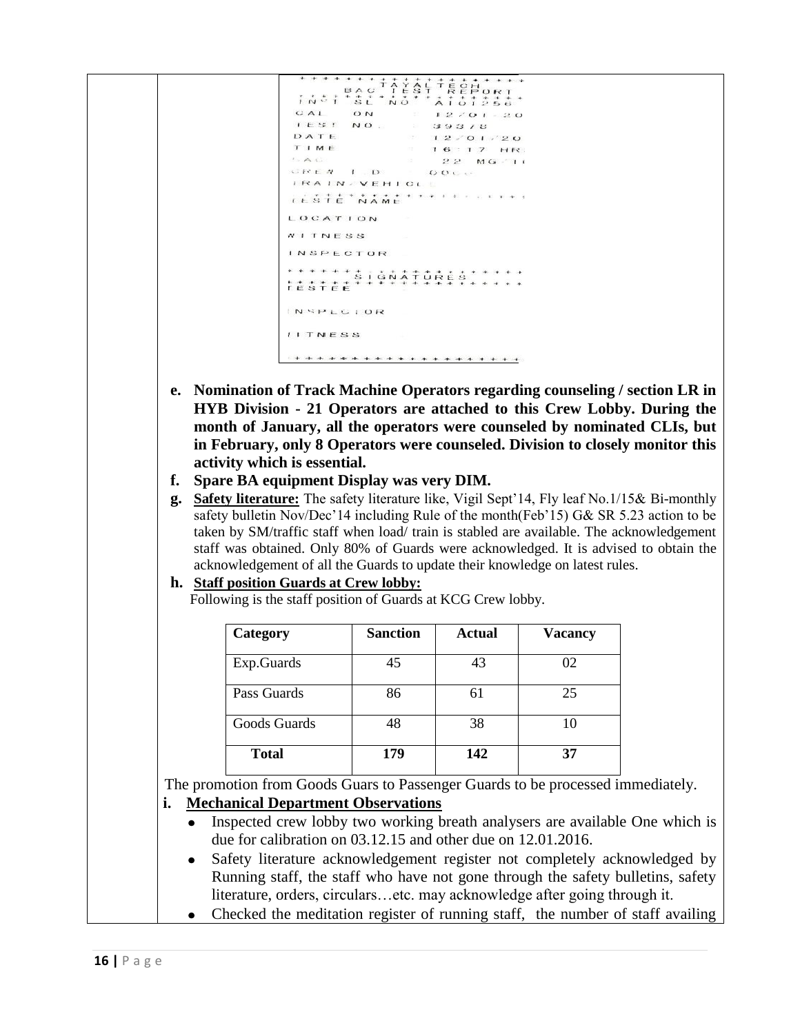```
* * * * * * * * * * * * * * * * * * * *
         TAYAL TECH
       BAC TEST REPORT
* * * * * * * * * * * * * * * * * * * *
INST SL NO        : AT01256
CAL    ON         : 12/01/20
TEST   NO.        : 39378
DATE              : 12/01/20
TIME              : 16:17 HRS
BAC               : 22 MG/11
CREW  I  D        : 000
TRAIN/VEHICLE     :
* * * * * * * * * * * * * * * * * * * *
TESTE NAME        :
LOCATION          :
WITNESS           :
INSPECTOR         :
* * * * * * * * * * * * * * * * * * * *
         SIGNATURES
* * * * * * * * * * * * * * * * * * * *
TESTEE            :
INSPECTOR         :
WITNESS           :
* * * * * * * * * * * * * * * * * * * *
```

**e. Nomination of Track Machine Operators regarding counseling / section LR in HYB Division - 21 Operators are attached to this Crew Lobby. During the month of January, all the operators were counseled by nominated CLIs, but in February, only 8 Operators were counseled. Division to closely monitor this activity which is essential.**

**f. Spare BA equipment Display was very DIM.**

**g. <u>Safety literature:</u>** The safety literature like, Vigil Sept'14, Fly leaf No.1/15& Bi-monthly safety bulletin Nov/Dec'14 including Rule of the month(Feb'15) G& SR 5.23 action to be taken by SM/traffic staff when load/ train is stabled are available. The acknowledgement staff was obtained. Only 80% of Guards were acknowledged. It is advised to obtain the acknowledgement of all the Guards to update their knowledge on latest rules.

**h. <u>Staff position Guards at Crew lobby:</u>**

Following is the staff position of Guards at KCG Crew lobby.

| Category | Sanction | Actual | Vacancy |
|---|---|---|---|
| Exp.Guards | 45 | 43 | 02 |
| Pass Guards | 86 | 61 | 25 |
| Goods Guards | 48 | 38 | 10 |
| **Total** | **179** | **142** | **37** |

The promotion from Goods Guars to Passenger Guards to be processed immediately.

**i. <u>Mechanical Department Observations</u>**

- Inspected crew lobby two working breath analysers are available One which is due for calibration on 03.12.15 and other due on 12.01.2016.
- Safety literature acknowledgement register not completely acknowledged by Running staff, the staff who have not gone through the safety bulletins, safety literature, orders, circulars…etc. may acknowledge after going through it.
- Checked the meditation register of running staff, the number of staff availing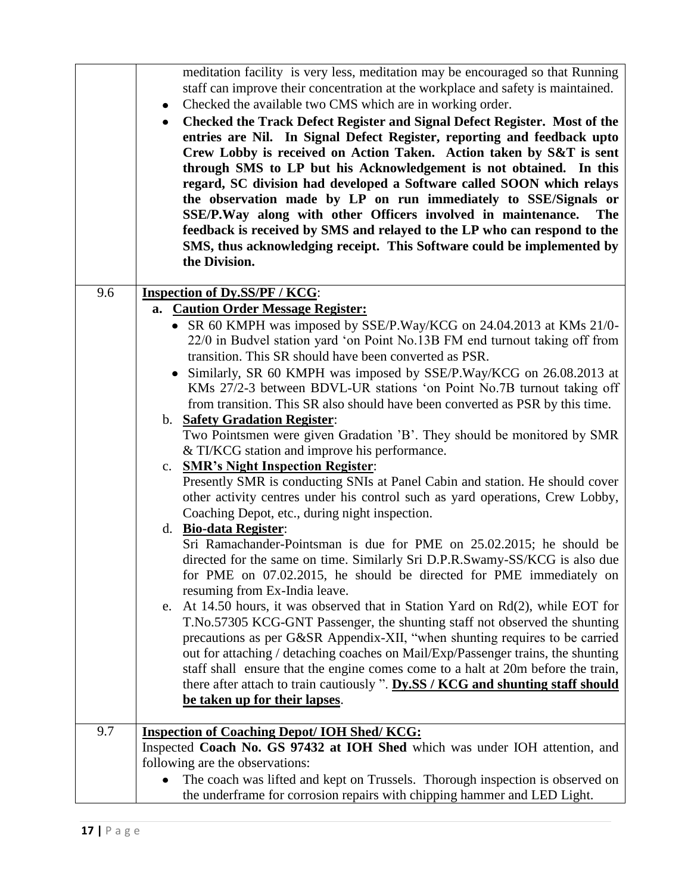| | |
|---|---|
| | meditation facility is very less, meditation may be encouraged so that Running staff can improve their concentration at the workplace and safety is maintained.<br>• Checked the available two CMS which are in working order.<br>• **Checked the Track Defect Register and Signal Defect Register. Most of the entries are Nil. In Signal Defect Register, reporting and feedback upto Crew Lobby is received on Action Taken. Action taken by S&T is sent through SMS to LP but his Acknowledgement is not obtained. In this regard, SC division had developed a Software called SOON which relays the observation made by LP on run immediately to SSE/Signals or SSE/P.Way along with other Officers involved in maintenance. The feedback is received by SMS and relayed to the LP who can respond to the SMS, thus acknowledging receipt. This Software could be implemented by the Division.** |
| 9.6 | **<u>Inspection of Dy.SS/PF / KCG</u>**:<br>**a. <u>Caution Order Message Register:</u>**<br>• SR 60 KMPH was imposed by SSE/P.Way/KCG on 24.04.2013 at KMs 21/0-22/0 in Budvel station yard 'on Point No.13B FM end turnout taking off from transition. This SR should have been converted as PSR.<br>• Similarly, SR 60 KMPH was imposed by SSE/P.Way/KCG on 26.08.2013 at KMs 27/2-3 between BDVL-UR stations 'on Point No.7B turnout taking off from transition. This SR also should have been converted as PSR by this time.<br>b. **<u>Safety Gradation Register</u>**:<br>Two Pointsmen were given Gradation 'B'. They should be monitored by SMR & TI/KCG station and improve his performance.<br>c. **<u>SMR's Night Inspection Register</u>**:<br>Presently SMR is conducting SNIs at Panel Cabin and station. He should cover other activity centres under his control such as yard operations, Crew Lobby, Coaching Depot, etc., during night inspection.<br>d. **<u>Bio-data Register</u>**:<br>Sri Ramachander-Pointsman is due for PME on 25.02.2015; he should be directed for the same on time. Similarly Sri D.P.R.Swamy-SS/KCG is also due for PME on 07.02.2015, he should be directed for PME immediately on resuming from Ex-India leave.<br>e. At 14.50 hours, it was observed that in Station Yard on Rd(2), while EOT for T.No.57305 KCG-GNT Passenger, the shunting staff not observed the shunting precautions as per G&SR Appendix-XII, "when shunting requires to be carried out for attaching / detaching coaches on Mail/Exp/Passenger trains, the shunting staff shall ensure that the engine comes come to a halt at 20m before the train, there after attach to train cautiously ". **<u>Dy.SS / KCG and shunting staff should be taken up for their lapses</u>**. |
| 9.7 | **<u>Inspection of Coaching Depot/ IOH Shed/ KCG:</u>**<br>Inspected **Coach No. GS 97432 at IOH Shed** which was under IOH attention, and following are the observations:<br>• The coach was lifted and kept on Trussels. Thorough inspection is observed on the underframe for corrosion repairs with chipping hammer and LED Light. |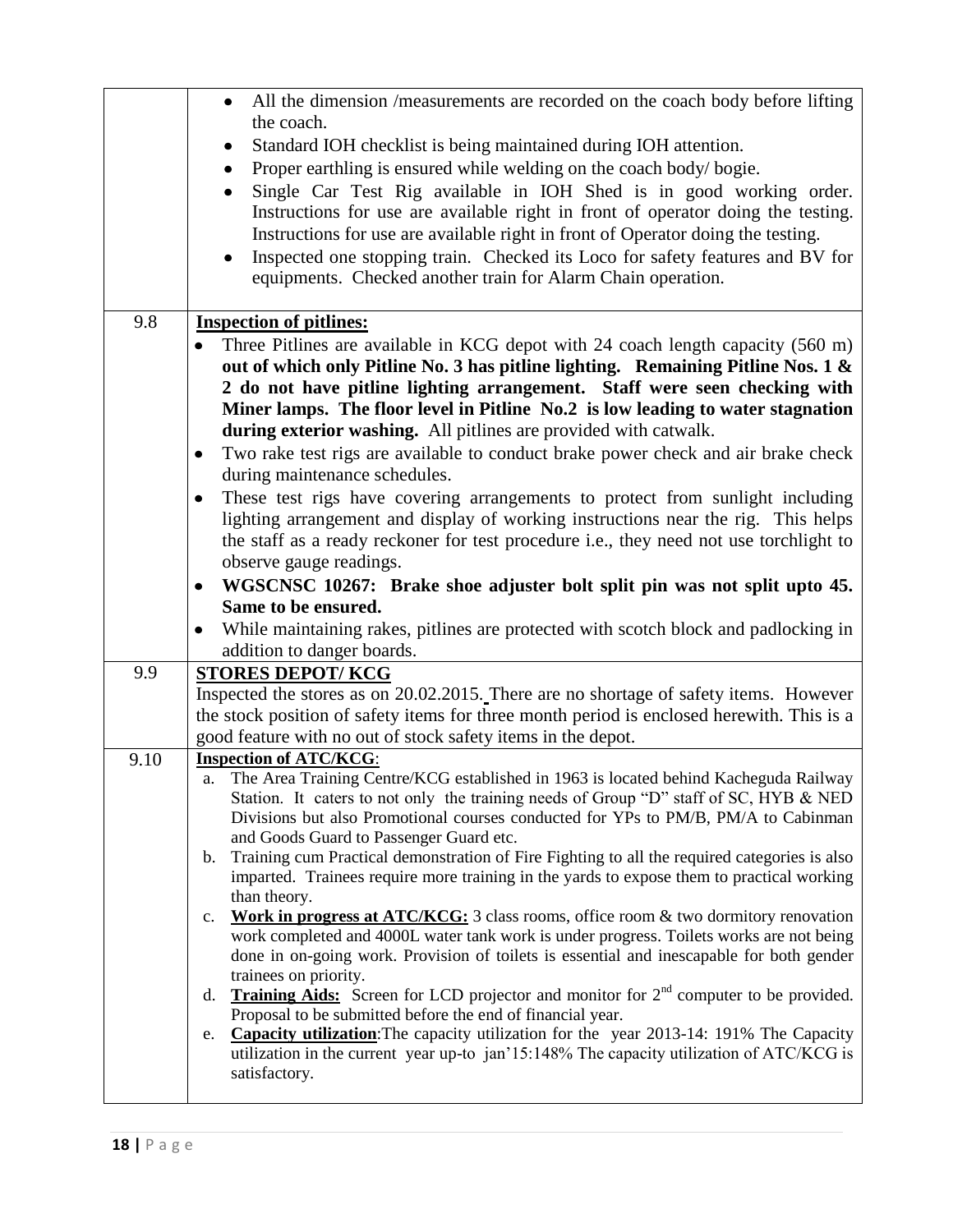| | |
|---|---|
| | • All the dimension /measurements are recorded on the coach body before lifting the coach.<br>• Standard IOH checklist is being maintained during IOH attention.<br>• Proper earthling is ensured while welding on the coach body/ bogie.<br>• Single Car Test Rig available in IOH Shed is in good working order. Instructions for use are available right in front of operator doing the testing. Instructions for use are available right in front of Operator doing the testing.<br>• Inspected one stopping train. Checked its Loco for safety features and BV for equipments. Checked another train for Alarm Chain operation. |
| 9.8 | **Inspection of pitlines:**<br>• Three Pitlines are available in KCG depot with 24 coach length capacity (560 m) **out of which only Pitline No. 3 has pitline lighting. Remaining Pitline Nos. 1 & 2 do not have pitline lighting arrangement. Staff were seen checking with Miner lamps. The floor level in Pitline No.2 is low leading to water stagnation during exterior washing.** All pitlines are provided with catwalk.<br>• Two rake test rigs are available to conduct brake power check and air brake check during maintenance schedules.<br>• These test rigs have covering arrangements to protect from sunlight including lighting arrangement and display of working instructions near the rig. This helps the staff as a ready reckoner for test procedure i.e., they need not use torchlight to observe gauge readings.<br>• **WGSCNSC 10267: Brake shoe adjuster bolt split pin was not split upto 45. Same to be ensured.**<br>• While maintaining rakes, pitlines are protected with scotch block and padlocking in addition to danger boards. |
| 9.9 | **STORES DEPOT/ KCG**<br>Inspected the stores as on 20.02.2015. There are no shortage of safety items. However the stock position of safety items for three month period is enclosed herewith. This is a good feature with no out of stock safety items in the depot. |
| 9.10 | **Inspection of ATC/KCG**:<br>a. The Area Training Centre/KCG established in 1963 is located behind Kacheguda Railway Station. It caters to not only the training needs of Group "D" staff of SC, HYB & NED Divisions but also Promotional courses conducted for YPs to PM/B, PM/A to Cabinman and Goods Guard to Passenger Guard etc.<br>b. Training cum Practical demonstration of Fire Fighting to all the required categories is also imparted. Trainees require more training in the yards to expose them to practical working than theory.<br>c. **Work in progress at ATC/KCG:** 3 class rooms, office room & two dormitory renovation work completed and 4000L water tank work is under progress. Toilets works are not being done in on-going work. Provision of toilets is essential and inescapable for both gender trainees on priority.<br>d. **Training Aids:** Screen for LCD projector and monitor for 2nd computer to be provided. Proposal to be submitted before the end of financial year.<br>e. **Capacity utilization**:The capacity utilization for the year 2013-14: 191% The Capacity utilization in the current year up-to jan'15:148% The capacity utilization of ATC/KCG is satisfactory. |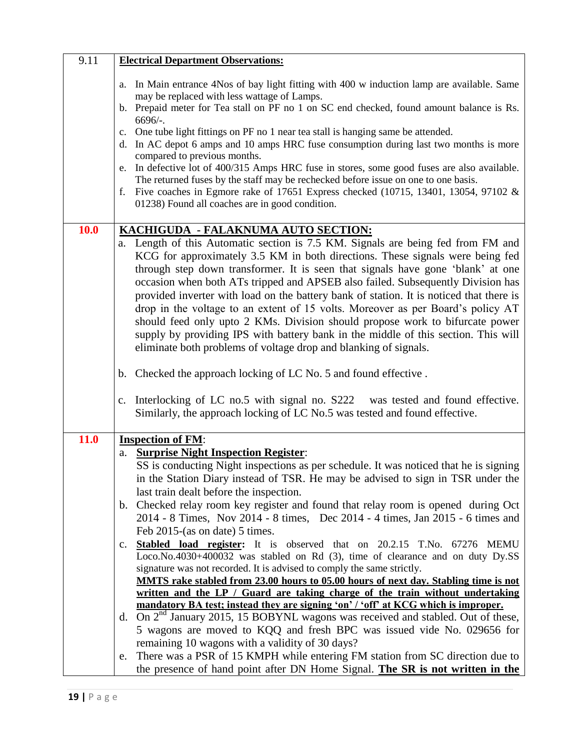| | |
|---|---|
| 9.11 | **Electrical Department Observations:**<br><br>a. In Main entrance 4Nos of bay light fitting with 400 w induction lamp are available. Same may be replaced with less wattage of Lamps.<br>b. Prepaid meter for Tea stall on PF no 1 on SC end checked, found amount balance is Rs. 6696/-.<br>c. One tube light fittings on PF no 1 near tea stall is hanging same be attended.<br>d. In AC depot 6 amps and 10 amps HRC fuse consumption during last two months is more compared to previous months.<br>e. In defective lot of 400/315 Amps HRC fuse in stores, some good fuses are also available. The returned fuses by the staff may be rechecked before issue on one to one basis.<br>f. Five coaches in Egmore rake of 17651 Express checked (10715, 13401, 13054, 97102 & 01238) Found all coaches are in good condition. |
| **10.0** | **KACHIGUDA - FALAKNUMA AUTO SECTION:**<br>a. Length of this Automatic section is 7.5 KM. Signals are being fed from FM and KCG for approximately 3.5 KM in both directions. These signals were being fed through step down transformer. It is seen that signals have gone 'blank' at one occasion when both ATs tripped and APSEB also failed. Subsequently Division has provided inverter with load on the battery bank of station. It is noticed that there is drop in the voltage to an extent of 15 volts. Moreover as per Board's policy AT should feed only upto 2 KMs. Division should propose work to bifurcate power supply by providing IPS with battery bank in the middle of this section. This will eliminate both problems of voltage drop and blanking of signals.<br><br>b. Checked the approach locking of LC No. 5 and found effective .<br><br>c. Interlocking of LC no.5 with signal no. S222 was tested and found effective. Similarly, the approach locking of LC No.5 was tested and found effective. |
| **11.0** | **Inspection of FM**:<br>a. **Surprise Night Inspection Register**:<br>SS is conducting Night inspections as per schedule. It was noticed that he is signing in the Station Diary instead of TSR. He may be advised to sign in TSR under the last train dealt before the inspection.<br>b. Checked relay room key register and found that relay room is opened during Oct 2014 - 8 Times, Nov 2014 - 8 times, Dec 2014 - 4 times, Jan 2015 - 6 times and Feb 2015-(as on date) 5 times.<br>c. **Stabled load register:** It is observed that on 20.2.15 T.No. 67276 MEMU Loco.No.4030+400032 was stabled on Rd (3), time of clearance and on duty Dy.SS signature was not recorded. It is advised to comply the same strictly.<br>**MMTS rake stabled from 23.00 hours to 05.00 hours of next day. Stabling time is not written and the LP / Guard are taking charge of the train without undertaking mandatory BA test; instead they are signing 'on' / 'off' at KCG which is improper.**<br>d. On 2[nd] January 2015, 15 BOBYNL wagons was received and stabled. Out of these, 5 wagons are moved to KQQ and fresh BPC was issued vide No. 029656 for remaining 10 wagons with a validity of 30 days?<br>e. There was a PSR of 15 KMPH while entering FM station from SC direction due to the presence of hand point after DN Home Signal. **The SR is not written in the** |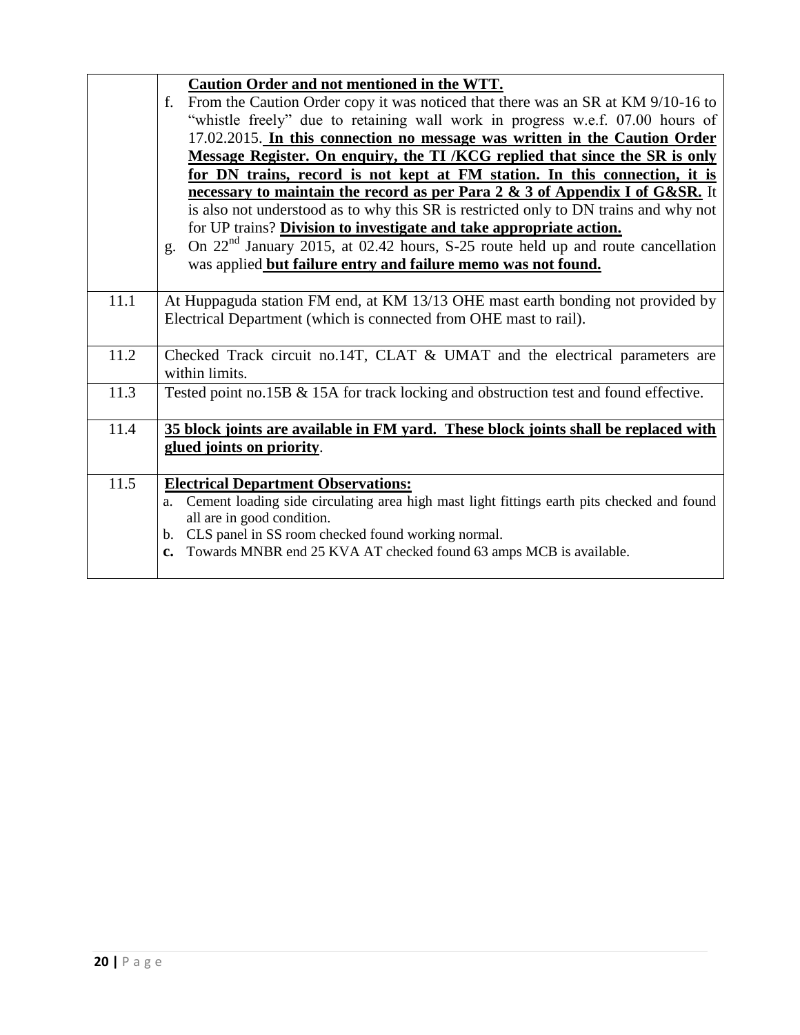| | |
|---|---|
| | **Caution Order and not mentioned in the WTT.**<br>f. From the Caution Order copy it was noticed that there was an SR at KM 9/10-16 to "whistle freely" due to retaining wall work in progress w.e.f. 07.00 hours of 17.02.2015. **In this connection no message was written in the Caution Order Message Register. On enquiry, the TI /KCG replied that since the SR is only for DN trains, record is not kept at FM station. In this connection, it is necessary to maintain the record as per Para 2 & 3 of Appendix I of G&SR.** It is also not understood as to why this SR is restricted only to DN trains and why not for UP trains? **Division to investigate and take appropriate action.**<br>g. On 22nd January 2015, at 02.42 hours, S-25 route held up and route cancellation was applied **but failure entry and failure memo was not found.** |
| 11.1 | At Huppaguda station FM end, at KM 13/13 OHE mast earth bonding not provided by Electrical Department (which is connected from OHE mast to rail). |
| 11.2 | Checked Track circuit no.14T, CLAT & UMAT and the electrical parameters are within limits. |
| 11.3 | Tested point no.15B & 15A for track locking and obstruction test and found effective. |
| 11.4 | **35 block joints are available in FM yard. These block joints shall be replaced with glued joints on priority**. |
| 11.5 | **Electrical Department Observations:**<br>a. Cement loading side circulating area high mast light fittings earth pits checked and found all are in good condition.<br>b. CLS panel in SS room checked found working normal.<br>**c.** Towards MNBR end 25 KVA AT checked found 63 amps MCB is available. |